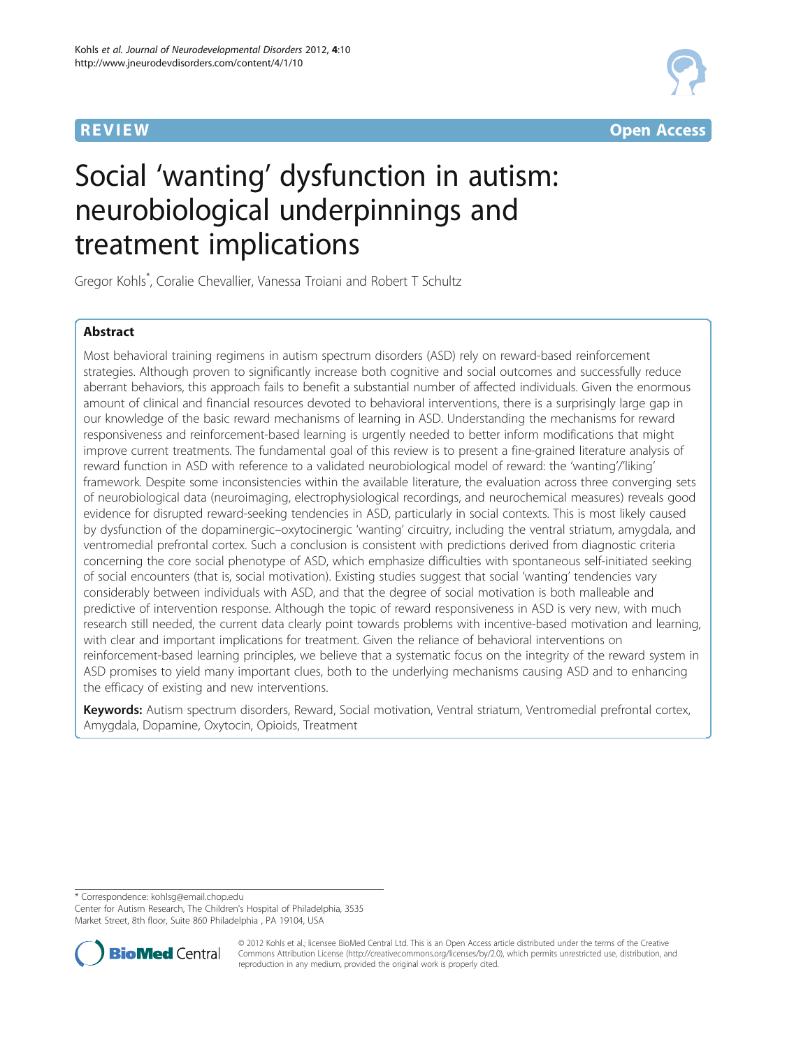REVIEW Open Access

# Social 'wanting' dysfunction in autism: neurobiological underpinnings and treatment implications

Gregor Kohls*, Coralie Chevallier, Vanessa Troiani and Robert T Schultz

## Abstract

Most behavioral training regimens in autism spectrum disorders (ASD) rely on reward-based reinforcement strategies. Although proven to significantly increase both cognitive and social outcomes and successfully reduce aberrant behaviors, this approach fails to benefit a substantial number of affected individuals. Given the enormous amount of clinical and financial resources devoted to behavioral interventions, there is a surprisingly large gap in our knowledge of the basic reward mechanisms of learning in ASD. Understanding the mechanisms for reward responsiveness and reinforcement-based learning is urgently needed to better inform modifications that might improve current treatments. The fundamental goal of this review is to present a fine-grained literature analysis of reward function in ASD with reference to a validated neurobiological model of reward: the 'wanting'/'liking' framework. Despite some inconsistencies within the available literature, the evaluation across three converging sets of neurobiological data (neuroimaging, electrophysiological recordings, and neurochemical measures) reveals good evidence for disrupted reward-seeking tendencies in ASD, particularly in social contexts. This is most likely caused by dysfunction of the dopaminergic–oxytocinergic 'wanting' circuitry, including the ventral striatum, amygdala, and ventromedial prefrontal cortex. Such a conclusion is consistent with predictions derived from diagnostic criteria concerning the core social phenotype of ASD, which emphasize difficulties with spontaneous self-initiated seeking of social encounters (that is, social motivation). Existing studies suggest that social 'wanting' tendencies vary considerably between individuals with ASD, and that the degree of social motivation is both malleable and predictive of intervention response. Although the topic of reward responsiveness in ASD is very new, with much research still needed, the current data clearly point towards problems with incentive-based motivation and learning, with clear and important implications for treatment. Given the reliance of behavioral interventions on reinforcement-based learning principles, we believe that a systematic focus on the integrity of the reward system in ASD promises to yield many important clues, both to the underlying mechanisms causing ASD and to enhancing the efficacy of existing and new interventions.

**Keywords:** Autism spectrum disorders, Reward, Social motivation, Ventral striatum, Ventromedial prefrontal cortex, Amygdala, Dopamine, Oxytocin, Opioids, Treatment

---

* Correspondence: kohlsg@email.chop.edu
Center for Autism Research, The Children's Hospital of Philadelphia, 3535 Market Street, 8th floor, Suite 860 Philadelphia , PA 19104, USA

© 2012 Kohls et al.; licensee BioMed Central Ltd. This is an Open Access article distributed under the terms of the Creative Commons Attribution License (http://creativecommons.org/licenses/by/2.0), which permits unrestricted use, distribution, and reproduction in any medium, provided the original work is properly cited.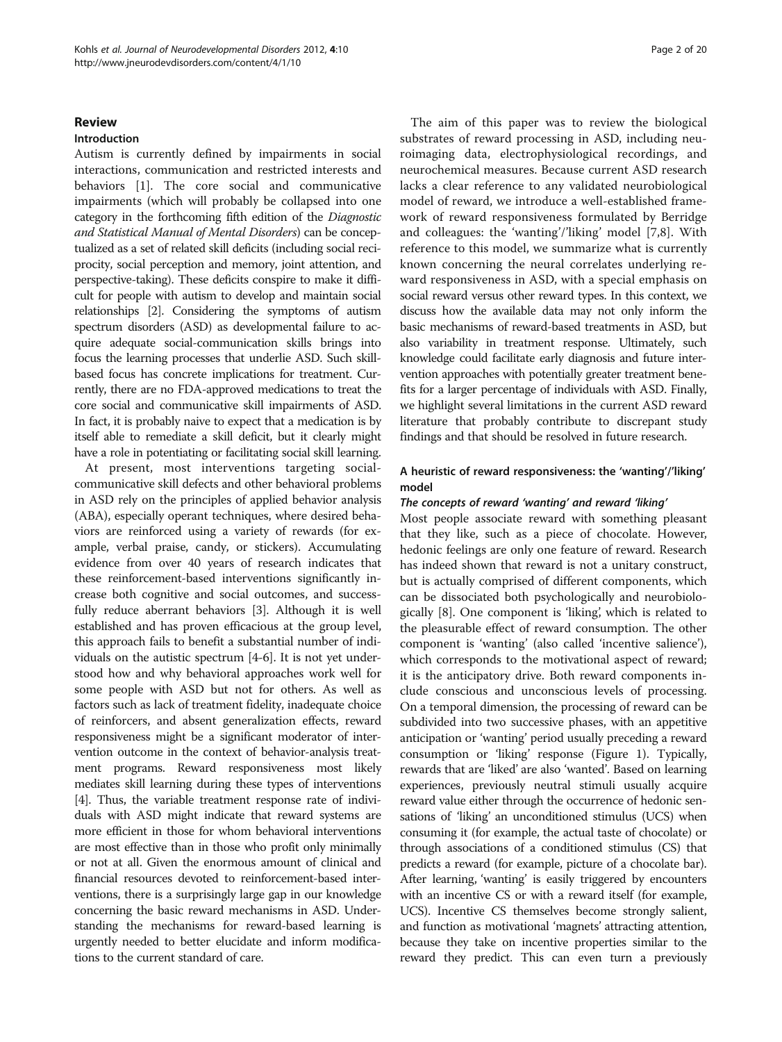## Review

### Introduction

Autism is currently defined by impairments in social interactions, communication and restricted interests and behaviors [1]. The core social and communicative impairments (which will probably be collapsed into one category in the forthcoming fifth edition of the *Diagnostic and Statistical Manual of Mental Disorders*) can be conceptualized as a set of related skill deficits (including social reciprocity, social perception and memory, joint attention, and perspective-taking). These deficits conspire to make it difficult for people with autism to develop and maintain social relationships [2]. Considering the symptoms of autism spectrum disorders (ASD) as developmental failure to acquire adequate social-communication skills brings into focus the learning processes that underlie ASD. Such skill-based focus has concrete implications for treatment. Currently, there are no FDA-approved medications to treat the core social and communicative skill impairments of ASD. In fact, it is probably naive to expect that a medication is by itself able to remediate a skill deficit, but it clearly might have a role in potentiating or facilitating social skill learning.

At present, most interventions targeting social-communicative skill defects and other behavioral problems in ASD rely on the principles of applied behavior analysis (ABA), especially operant techniques, where desired behaviors are reinforced using a variety of rewards (for example, verbal praise, candy, or stickers). Accumulating evidence from over 40 years of research indicates that these reinforcement-based interventions significantly increase both cognitive and social outcomes, and successfully reduce aberrant behaviors [3]. Although it is well established and has proven efficacious at the group level, this approach fails to benefit a substantial number of individuals on the autistic spectrum [4-6]. It is not yet understood how and why behavioral approaches work well for some people with ASD but not for others. As well as factors such as lack of treatment fidelity, inadequate choice of reinforcers, and absent generalization effects, reward responsiveness might be a significant moderator of intervention outcome in the context of behavior-analysis treatment programs. Reward responsiveness most likely mediates skill learning during these types of interventions [4]. Thus, the variable treatment response rate of individuals with ASD might indicate that reward systems are more efficient in those for whom behavioral interventions are most effective than in those who profit only minimally or not at all. Given the enormous amount of clinical and financial resources devoted to reinforcement-based interventions, there is a surprisingly large gap in our knowledge concerning the basic reward mechanisms in ASD. Understanding the mechanisms for reward-based learning is urgently needed to better elucidate and inform modifications to the current standard of care.

The aim of this paper was to review the biological substrates of reward processing in ASD, including neuroimaging data, electrophysiological recordings, and neurochemical measures. Because current ASD research lacks a clear reference to any validated neurobiological model of reward, we introduce a well-established framework of reward responsiveness formulated by Berridge and colleagues: the 'wanting'/'liking' model [7,8]. With reference to this model, we summarize what is currently known concerning the neural correlates underlying reward responsiveness in ASD, with a special emphasis on social reward versus other reward types. In this context, we discuss how the available data may not only inform the basic mechanisms of reward-based treatments in ASD, but also variability in treatment response. Ultimately, such knowledge could facilitate early diagnosis and future intervention approaches with potentially greater treatment benefits for a larger percentage of individuals with ASD. Finally, we highlight several limitations in the current ASD reward literature that probably contribute to discrepant study findings and that should be resolved in future research.

### A heuristic of reward responsiveness: the 'wanting'/'liking' model

#### *The concepts of reward 'wanting' and reward 'liking'*

Most people associate reward with something pleasant that they like, such as a piece of chocolate. However, hedonic feelings are only one feature of reward. Research has indeed shown that reward is not a unitary construct, but is actually comprised of different components, which can be dissociated both psychologically and neurobiologically [8]. One component is 'liking', which is related to the pleasurable effect of reward consumption. The other component is 'wanting' (also called 'incentive salience'), which corresponds to the motivational aspect of reward; it is the anticipatory drive. Both reward components include conscious and unconscious levels of processing. On a temporal dimension, the processing of reward can be subdivided into two successive phases, with an appetitive anticipation or 'wanting' period usually preceding a reward consumption or 'liking' response (Figure 1). Typically, rewards that are 'liked' are also 'wanted'. Based on learning experiences, previously neutral stimuli usually acquire reward value either through the occurrence of hedonic sensations of 'liking' an unconditioned stimulus (UCS) when consuming it (for example, the actual taste of chocolate) or through associations of a conditioned stimulus (CS) that predicts a reward (for example, picture of a chocolate bar). After learning, 'wanting' is easily triggered by encounters with an incentive CS or with a reward itself (for example, UCS). Incentive CS themselves become strongly salient, and function as motivational 'magnets' attracting attention, because they take on incentive properties similar to the reward they predict. This can even turn a previously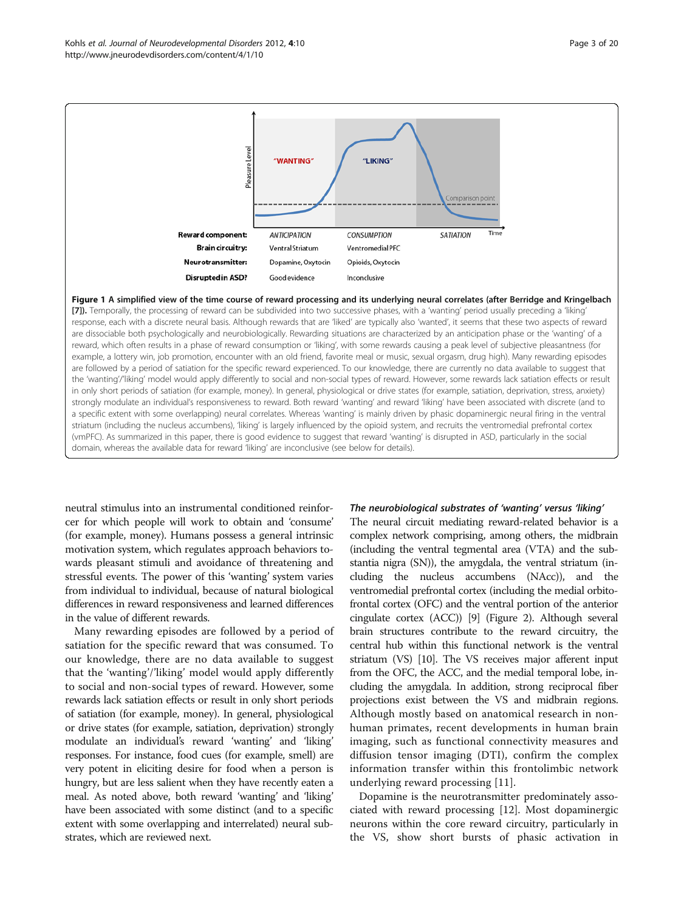"WANTING"

"LIKING"

Pleasure Level

Comparison point

Time

Reward component: ANTICIPATION CONSUMPTION SATIATION

Brain circuitry: Ventral Striatum Ventromedial PFC

Neurotransmitter: Dopamine, Oxytocin Opioids, Oxytocin

Disrupted in ASD? Good evidence Inconclusive

**Figure 1 A simplified view of the time course of reward processing and its underlying neural correlates (after Berridge and Kringelbach [7]).** Temporally, the processing of reward can be subdivided into two successive phases, with a 'wanting' period usually preceding a 'liking' response, each with a discrete neural basis. Although rewards that are 'liked' are typically also 'wanted', it seems that these two aspects of reward are dissociable both psychologically and neurobiologically. Rewarding situations are characterized by an anticipation phase or the 'wanting' of a reward, which often results in a phase of reward consumption or 'liking', with some rewards causing a peak level of subjective pleasantness (for example, a lottery win, job promotion, encounter with an old friend, favorite meal or music, sexual orgasm, drug high). Many rewarding episodes are followed by a period of satiation for the specific reward experienced. To our knowledge, there are currently no data available to suggest that the 'wanting'/'liking' model would apply differently to social and non-social types of reward. However, some rewards lack satiation effects or result in only short periods of satiation (for example, money). In general, physiological or drive states (for example, satiation, deprivation, stress, anxiety) strongly modulate an individual's responsiveness to reward. Both reward 'wanting' and reward 'liking' have been associated with discrete (and to a specific extent with some overlapping) neural correlates. Whereas 'wanting' is mainly driven by phasic dopaminergic neural firing in the ventral striatum (including the nucleus accumbens), 'liking' is largely influenced by the opioid system, and recruits the ventromedial prefrontal cortex (vmPFC). As summarized in this paper, there is good evidence to suggest that reward 'wanting' is disrupted in ASD, particularly in the social domain, whereas the available data for reward 'liking' are inconclusive (see below for details).

neutral stimulus into an instrumental conditioned reinforcer for which people will work to obtain and 'consume' (for example, money). Humans possess a general intrinsic motivation system, which regulates approach behaviors towards pleasant stimuli and avoidance of threatening and stressful events. The power of this 'wanting' system varies from individual to individual, because of natural biological differences in reward responsiveness and learned differences in the value of different rewards.

Many rewarding episodes are followed by a period of satiation for the specific reward that was consumed. To our knowledge, there are no data available to suggest that the 'wanting'/'liking' model would apply differently to social and non-social types of reward. However, some rewards lack satiation effects or result in only short periods of satiation (for example, money). In general, physiological or drive states (for example, satiation, deprivation) strongly modulate an individual's reward 'wanting' and 'liking' responses. For instance, food cues (for example, smell) are very potent in eliciting desire for food when a person is hungry, but are less salient when they have recently eaten a meal. As noted above, both reward 'wanting' and 'liking' have been associated with some distinct (and to a specific extent with some overlapping and interrelated) neural substrates, which are reviewed next.

### *The neurobiological substrates of 'wanting' versus 'liking'*

The neural circuit mediating reward-related behavior is a complex network comprising, among others, the midbrain (including the ventral tegmental area (VTA) and the substantia nigra (SN)), the amygdala, the ventral striatum (including the nucleus accumbens (NAcc)), and the ventromedial prefrontal cortex (including the medial orbitofrontal cortex (OFC) and the ventral portion of the anterior cingulate cortex (ACC)) [9] (Figure 2). Although several brain structures contribute to the reward circuitry, the central hub within this functional network is the ventral striatum (VS) [10]. The VS receives major afferent input from the OFC, the ACC, and the medial temporal lobe, including the amygdala. In addition, strong reciprocal fiber projections exist between the VS and midbrain regions. Although mostly based on anatomical research in nonhuman primates, recent developments in human brain imaging, such as functional connectivity measures and diffusion tensor imaging (DTI), confirm the complex information transfer within this frontolimbic network underlying reward processing [11].

Dopamine is the neurotransmitter predominately associated with reward processing [12]. Most dopaminergic neurons within the core reward circuitry, particularly in the VS, show short bursts of phasic activation in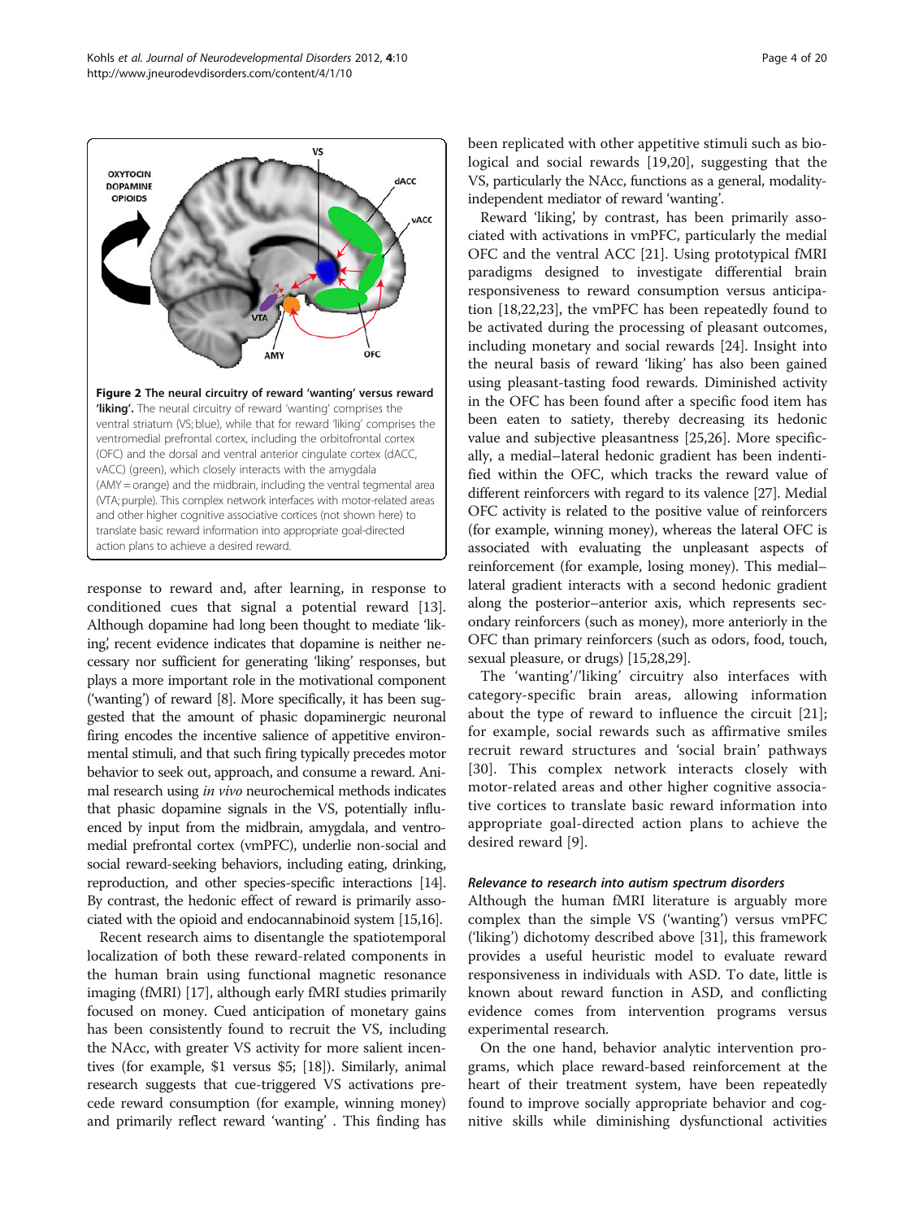**Figure 2 The neural circuitry of reward 'wanting' versus reward 'liking'.** The neural circuitry of reward 'wanting' comprises the ventral striatum (VS; blue), while that for reward 'liking' comprises the ventromedial prefrontal cortex, including the orbitofrontal cortex (OFC) and the dorsal and ventral anterior cingulate cortex (dACC, vACC) (green), which closely interacts with the amygdala (AMY = orange) and the midbrain, including the ventral tegmental area (VTA; purple). This complex network interfaces with motor-related areas and other higher cognitive associative cortices (not shown here) to translate basic reward information into appropriate goal-directed action plans to achieve a desired reward.

response to reward and, after learning, in response to conditioned cues that signal a potential reward [13]. Although dopamine had long been thought to mediate 'liking', recent evidence indicates that dopamine is neither necessary nor sufficient for generating 'liking' responses, but plays a more important role in the motivational component ('wanting') of reward [8]. More specifically, it has been suggested that the amount of phasic dopaminergic neuronal firing encodes the incentive salience of appetitive environmental stimuli, and that such firing typically precedes motor behavior to seek out, approach, and consume a reward. Animal research using *in vivo* neurochemical methods indicates that phasic dopamine signals in the VS, potentially influenced by input from the midbrain, amygdala, and ventromedial prefrontal cortex (vmPFC), underlie non-social and social reward-seeking behaviors, including eating, drinking, reproduction, and other species-specific interactions [14]. By contrast, the hedonic effect of reward is primarily associated with the opioid and endocannabinoid system [15,16].

Recent research aims to disentangle the spatiotemporal localization of both these reward-related components in the human brain using functional magnetic resonance imaging (fMRI) [17], although early fMRI studies primarily focused on money. Cued anticipation of monetary gains has been consistently found to recruit the VS, including the NAcc, with greater VS activity for more salient incentives (for example, $1 versus $5; [18]). Similarly, animal research suggests that cue-triggered VS activations precede reward consumption (for example, winning money) and primarily reflect reward 'wanting' . This finding has been replicated with other appetitive stimuli such as biological and social rewards [19,20], suggesting that the VS, particularly the NAcc, functions as a general, modality-independent mediator of reward 'wanting'.

Reward 'liking', by contrast, has been primarily associated with activations in vmPFC, particularly the medial OFC and the ventral ACC [21]. Using prototypical fMRI paradigms designed to investigate differential brain responsiveness to reward consumption versus anticipation [18,22,23], the vmPFC has been repeatedly found to be activated during the processing of pleasant outcomes, including monetary and social rewards [24]. Insight into the neural basis of reward 'liking' has also been gained using pleasant-tasting food rewards. Diminished activity in the OFC has been found after a specific food item has been eaten to satiety, thereby decreasing its hedonic value and subjective pleasantness [25,26]. More specifically, a medial–lateral hedonic gradient has been identified within the OFC, which tracks the reward value of different reinforcers with regard to its valence [27]. Medial OFC activity is related to the positive value of reinforcers (for example, winning money), whereas the lateral OFC is associated with evaluating the unpleasant aspects of reinforcement (for example, losing money). This medial–lateral gradient interacts with a second hedonic gradient along the posterior–anterior axis, which represents secondary reinforcers (such as money), more anteriorly in the OFC than primary reinforcers (such as odors, food, touch, sexual pleasure, or drugs) [15,28,29].

The 'wanting'/'liking' circuitry also interfaces with category-specific brain areas, allowing information about the type of reward to influence the circuit [21]; for example, social rewards such as affirmative smiles recruit reward structures and 'social brain' pathways [30]. This complex network interacts closely with motor-related areas and other higher cognitive associative cortices to translate basic reward information into appropriate goal-directed action plans to achieve the desired reward [9].

#### *Relevance to research into autism spectrum disorders*

Although the human fMRI literature is arguably more complex than the simple VS ('wanting') versus vmPFC ('liking') dichotomy described above [31], this framework provides a useful heuristic model to evaluate reward responsiveness in individuals with ASD. To date, little is known about reward function in ASD, and conflicting evidence comes from intervention programs versus experimental research.

On the one hand, behavior analytic intervention programs, which place reward-based reinforcement at the heart of their treatment system, have been repeatedly found to improve socially appropriate behavior and cognitive skills while diminishing dysfunctional activities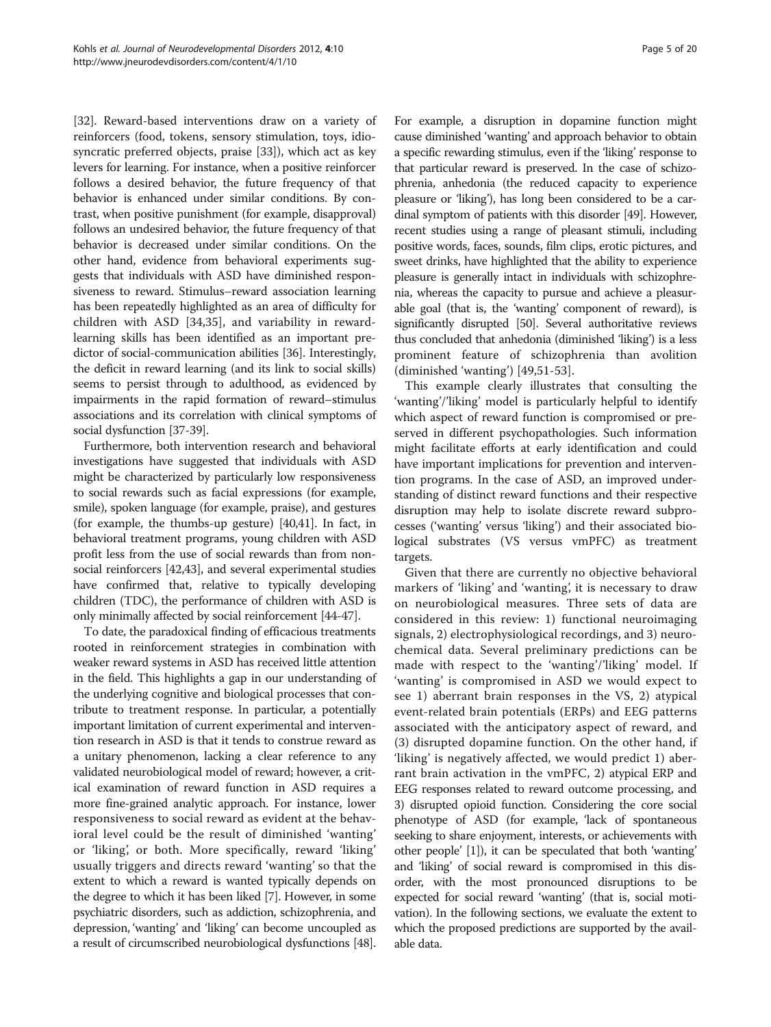[32]. Reward-based interventions draw on a variety of reinforcers (food, tokens, sensory stimulation, toys, idiosyncratic preferred objects, praise [33]), which act as key levers for learning. For instance, when a positive reinforcer follows a desired behavior, the future frequency of that behavior is enhanced under similar conditions. By contrast, when positive punishment (for example, disapproval) follows an undesired behavior, the future frequency of that behavior is decreased under similar conditions. On the other hand, evidence from behavioral experiments suggests that individuals with ASD have diminished responsiveness to reward. Stimulus–reward association learning has been repeatedly highlighted as an area of difficulty for children with ASD [34,35], and variability in reward-learning skills has been identified as an important predictor of social-communication abilities [36]. Interestingly, the deficit in reward learning (and its link to social skills) seems to persist through to adulthood, as evidenced by impairments in the rapid formation of reward–stimulus associations and its correlation with clinical symptoms of social dysfunction [37-39].

Furthermore, both intervention research and behavioral investigations have suggested that individuals with ASD might be characterized by particularly low responsiveness to social rewards such as facial expressions (for example, smile), spoken language (for example, praise), and gestures (for example, the thumbs-up gesture) [40,41]. In fact, in behavioral treatment programs, young children with ASD profit less from the use of social rewards than from nonsocial reinforcers [42,43], and several experimental studies have confirmed that, relative to typically developing children (TDC), the performance of children with ASD is only minimally affected by social reinforcement [44-47].

To date, the paradoxical finding of efficacious treatments rooted in reinforcement strategies in combination with weaker reward systems in ASD has received little attention in the field. This highlights a gap in our understanding of the underlying cognitive and biological processes that contribute to treatment response. In particular, a potentially important limitation of current experimental and intervention research in ASD is that it tends to construe reward as a unitary phenomenon, lacking a clear reference to any validated neurobiological model of reward; however, a critical examination of reward function in ASD requires a more fine-grained analytic approach. For instance, lower responsiveness to social reward as evident at the behavioral level could be the result of diminished 'wanting' or 'liking', or both. More specifically, reward 'liking' usually triggers and directs reward 'wanting' so that the extent to which a reward is wanted typically depends on the degree to which it has been liked [7]. However, in some psychiatric disorders, such as addiction, schizophrenia, and depression, 'wanting' and 'liking' can become uncoupled as a result of circumscribed neurobiological dysfunctions [48]. For example, a disruption in dopamine function might cause diminished 'wanting' and approach behavior to obtain a specific rewarding stimulus, even if the 'liking' response to that particular reward is preserved. In the case of schizophrenia, anhedonia (the reduced capacity to experience pleasure or 'liking'), has long been considered to be a cardinal symptom of patients with this disorder [49]. However, recent studies using a range of pleasant stimuli, including positive words, faces, sounds, film clips, erotic pictures, and sweet drinks, have highlighted that the ability to experience pleasure is generally intact in individuals with schizophrenia, whereas the capacity to pursue and achieve a pleasurable goal (that is, the 'wanting' component of reward), is significantly disrupted [50]. Several authoritative reviews thus concluded that anhedonia (diminished 'liking') is a less prominent feature of schizophrenia than avolition (diminished 'wanting') [49,51-53].

This example clearly illustrates that consulting the 'wanting'/'liking' model is particularly helpful to identify which aspect of reward function is compromised or preserved in different psychopathologies. Such information might facilitate efforts at early identification and could have important implications for prevention and intervention programs. In the case of ASD, an improved understanding of distinct reward functions and their respective disruption may help to isolate discrete reward subprocesses ('wanting' versus 'liking') and their associated biological substrates (VS versus vmPFC) as treatment targets.

Given that there are currently no objective behavioral markers of 'liking' and 'wanting', it is necessary to draw on neurobiological measures. Three sets of data are considered in this review: 1) functional neuroimaging signals, 2) electrophysiological recordings, and 3) neurochemical data. Several preliminary predictions can be made with respect to the 'wanting'/'liking' model. If 'wanting' is compromised in ASD we would expect to see 1) aberrant brain responses in the VS, 2) atypical event-related brain potentials (ERPs) and EEG patterns associated with the anticipatory aspect of reward, and (3) disrupted dopamine function. On the other hand, if 'liking' is negatively affected, we would predict 1) aberrant brain activation in the vmPFC, 2) atypical ERP and EEG responses related to reward outcome processing, and 3) disrupted opioid function. Considering the core social phenotype of ASD (for example, 'lack of spontaneous seeking to share enjoyment, interests, or achievements with other people' [1]), it can be speculated that both 'wanting' and 'liking' of social reward is compromised in this disorder, with the most pronounced disruptions to be expected for social reward 'wanting' (that is, social motivation). In the following sections, we evaluate the extent to which the proposed predictions are supported by the available data.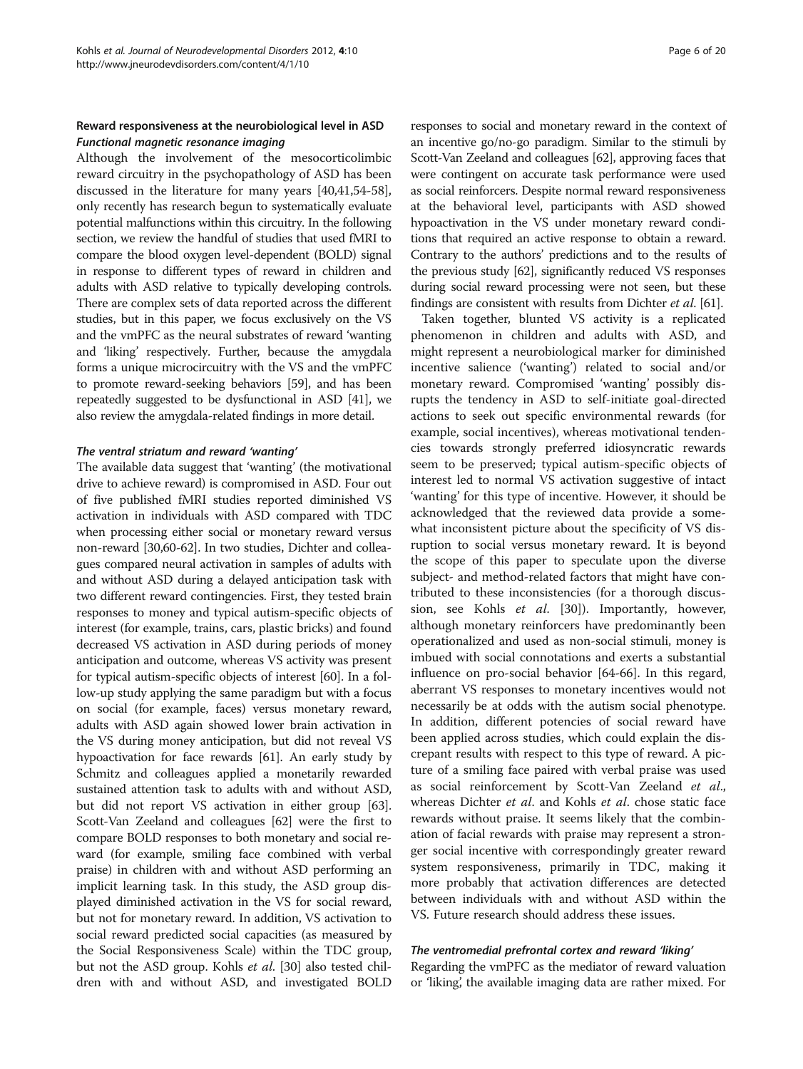### Reward responsiveness at the neurobiological level in ASD

#### *Functional magnetic resonance imaging*

Although the involvement of the mesocorticolimbic reward circuitry in the psychopathology of ASD has been discussed in the literature for many years [40,41,54-58], only recently has research begun to systematically evaluate potential malfunctions within this circuitry. In the following section, we review the handful of studies that used fMRI to compare the blood oxygen level-dependent (BOLD) signal in response to different types of reward in children and adults with ASD relative to typically developing controls. There are complex sets of data reported across the different studies, but in this paper, we focus exclusively on the VS and the vmPFC as the neural substrates of reward 'wanting and 'liking' respectively. Further, because the amygdala forms a unique microcircuitry with the VS and the vmPFC to promote reward-seeking behaviors [59], and has been repeatedly suggested to be dysfunctional in ASD [41], we also review the amygdala-related findings in more detail.

#### *The ventral striatum and reward 'wanting'*

The available data suggest that 'wanting' (the motivational drive to achieve reward) is compromised in ASD. Four out of five published fMRI studies reported diminished VS activation in individuals with ASD compared with TDC when processing either social or monetary reward versus non-reward [30,60-62]. In two studies, Dichter and colleagues compared neural activation in samples of adults with and without ASD during a delayed anticipation task with two different reward contingencies. First, they tested brain responses to money and typical autism-specific objects of interest (for example, trains, cars, plastic bricks) and found decreased VS activation in ASD during periods of money anticipation and outcome, whereas VS activity was present for typical autism-specific objects of interest [60]. In a follow-up study applying the same paradigm but with a focus on social (for example, faces) versus monetary reward, adults with ASD again showed lower brain activation in the VS during money anticipation, but did not reveal VS hypoactivation for face rewards [61]. An early study by Schmitz and colleagues applied a monetarily rewarded sustained attention task to adults with and without ASD, but did not report VS activation in either group [63]. Scott-Van Zeeland and colleagues [62] were the first to compare BOLD responses to both monetary and social reward (for example, smiling face combined with verbal praise) in children with and without ASD performing an implicit learning task. In this study, the ASD group displayed diminished activation in the VS for social reward, but not for monetary reward. In addition, VS activation to social reward predicted social capacities (as measured by the Social Responsiveness Scale) within the TDC group, but not the ASD group. Kohls *et al.* [30] also tested children with and without ASD, and investigated BOLD responses to social and monetary reward in the context of an incentive go/no-go paradigm. Similar to the stimuli by Scott-Van Zeeland and colleagues [62], approving faces that were contingent on accurate task performance were used as social reinforcers. Despite normal reward responsiveness at the behavioral level, participants with ASD showed hypoactivation in the VS under monetary reward conditions that required an active response to obtain a reward. Contrary to the authors' predictions and to the results of the previous study [62], significantly reduced VS responses during social reward processing were not seen, but these findings are consistent with results from Dichter *et al.* [61].

Taken together, blunted VS activity is a replicated phenomenon in children and adults with ASD, and might represent a neurobiological marker for diminished incentive salience ('wanting') related to social and/or monetary reward. Compromised 'wanting' possibly disrupts the tendency in ASD to self-initiate goal-directed actions to seek out specific environmental rewards (for example, social incentives), whereas motivational tendencies towards strongly preferred idiosyncratic rewards seem to be preserved; typical autism-specific objects of interest led to normal VS activation suggestive of intact 'wanting' for this type of incentive. However, it should be acknowledged that the reviewed data provide a somewhat inconsistent picture about the specificity of VS disruption to social versus monetary reward. It is beyond the scope of this paper to speculate upon the diverse subject- and method-related factors that might have contributed to these inconsistencies (for a thorough discussion, see Kohls *et al.* [30]). Importantly, however, although monetary reinforcers have predominantly been operationalized and used as non-social stimuli, money is imbued with social connotations and exerts a substantial influence on pro-social behavior [64-66]. In this regard, aberrant VS responses to monetary incentives would not necessarily be at odds with the autism social phenotype. In addition, different potencies of social reward have been applied across studies, which could explain the discrepant results with respect to this type of reward. A picture of a smiling face paired with verbal praise was used as social reinforcement by Scott-Van Zeeland *et al.*, whereas Dichter *et al.* and Kohls *et al.* chose static face rewards without praise. It seems likely that the combination of facial rewards with praise may represent a stronger social incentive with correspondingly greater reward system responsiveness, primarily in TDC, making it more probably that activation differences are detected between individuals with and without ASD within the VS. Future research should address these issues.

#### *The ventromedial prefrontal cortex and reward 'liking'*

Regarding the vmPFC as the mediator of reward valuation or 'liking', the available imaging data are rather mixed. For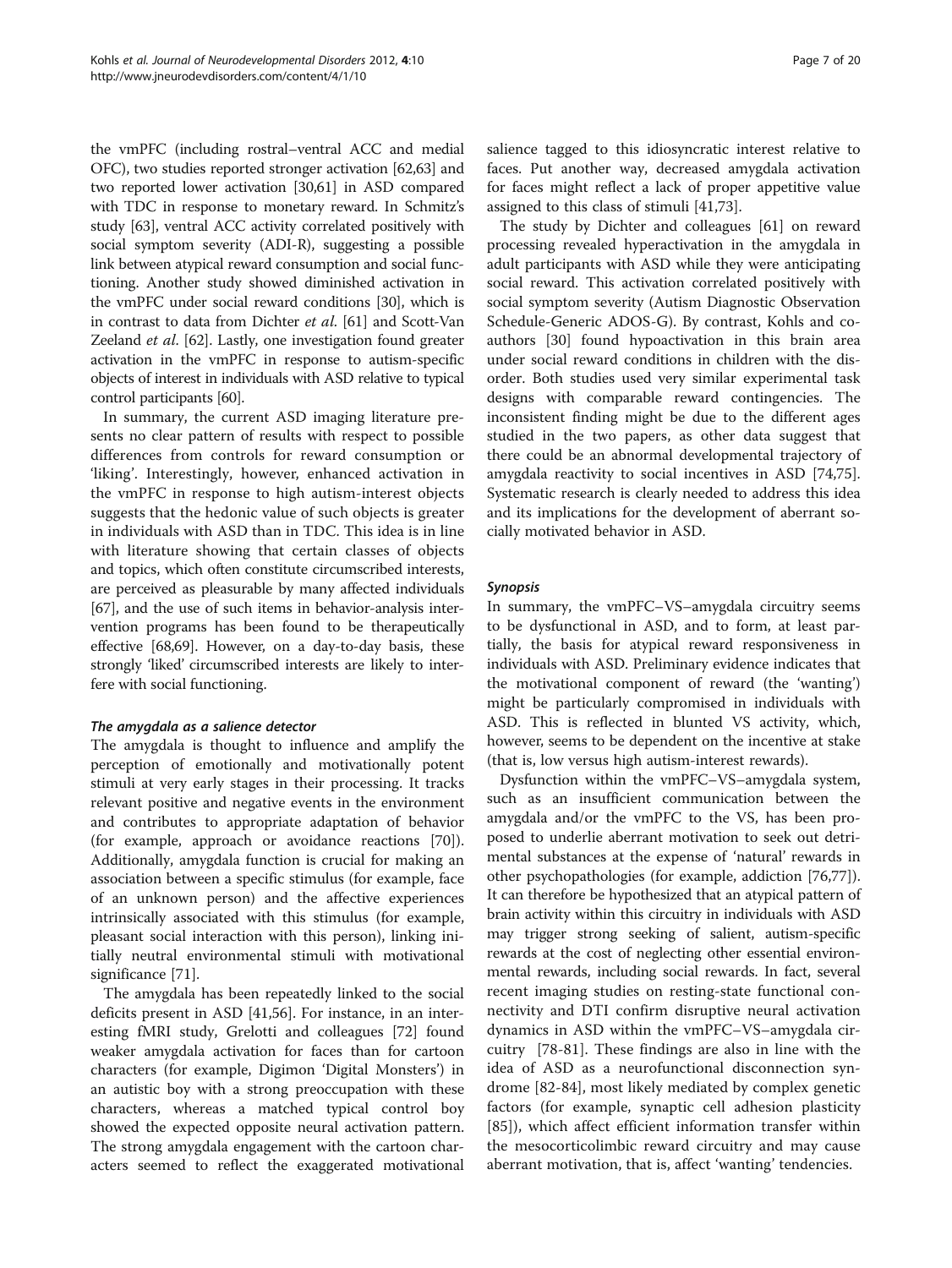the vmPFC (including rostral–ventral ACC and medial OFC), two studies reported stronger activation [62,63] and two reported lower activation [30,61] in ASD compared with TDC in response to monetary reward. In Schmitz's study [63], ventral ACC activity correlated positively with social symptom severity (ADI-R), suggesting a possible link between atypical reward consumption and social functioning. Another study showed diminished activation in the vmPFC under social reward conditions [30], which is in contrast to data from Dichter *et al.* [61] and Scott-Van Zeeland *et al.* [62]. Lastly, one investigation found greater activation in the vmPFC in response to autism-specific objects of interest in individuals with ASD relative to typical control participants [60].

In summary, the current ASD imaging literature presents no clear pattern of results with respect to possible differences from controls for reward consumption or 'liking'. Interestingly, however, enhanced activation in the vmPFC in response to high autism-interest objects suggests that the hedonic value of such objects is greater in individuals with ASD than in TDC. This idea is in line with literature showing that certain classes of objects and topics, which often constitute circumscribed interests, are perceived as pleasurable by many affected individuals [67], and the use of such items in behavior-analysis intervention programs has been found to be therapeutically effective [68,69]. However, on a day-to-day basis, these strongly 'liked' circumscribed interests are likely to interfere with social functioning.

#### *The amygdala as a salience detector*

The amygdala is thought to influence and amplify the perception of emotionally and motivationally potent stimuli at very early stages in their processing. It tracks relevant positive and negative events in the environment and contributes to appropriate adaptation of behavior (for example, approach or avoidance reactions [70]). Additionally, amygdala function is crucial for making an association between a specific stimulus (for example, face of an unknown person) and the affective experiences intrinsically associated with this stimulus (for example, pleasant social interaction with this person), linking initially neutral environmental stimuli with motivational significance [71].

The amygdala has been repeatedly linked to the social deficits present in ASD [41,56]. For instance, in an interesting fMRI study, Grelotti and colleagues [72] found weaker amygdala activation for faces than for cartoon characters (for example, Digimon 'Digital Monsters') in an autistic boy with a strong preoccupation with these characters, whereas a matched typical control boy showed the expected opposite neural activation pattern. The strong amygdala engagement with the cartoon characters seemed to reflect the exaggerated motivational salience tagged to this idiosyncratic interest relative to faces. Put another way, decreased amygdala activation for faces might reflect a lack of proper appetitive value assigned to this class of stimuli [41,73].

The study by Dichter and colleagues [61] on reward processing revealed hyperactivation in the amygdala in adult participants with ASD while they were anticipating social reward. This activation correlated positively with social symptom severity (Autism Diagnostic Observation Schedule-Generic ADOS-G). By contrast, Kohls and coauthors [30] found hypoactivation in this brain area under social reward conditions in children with the disorder. Both studies used very similar experimental task designs with comparable reward contingencies. The inconsistent finding might be due to the different ages studied in the two papers, as other data suggest that there could be an abnormal developmental trajectory of amygdala reactivity to social incentives in ASD [74,75]. Systematic research is clearly needed to address this idea and its implications for the development of aberrant socially motivated behavior in ASD.

#### *Synopsis*

In summary, the vmPFC–VS–amygdala circuitry seems to be dysfunctional in ASD, and to form, at least partially, the basis for atypical reward responsiveness in individuals with ASD. Preliminary evidence indicates that the motivational component of reward (the 'wanting') might be particularly compromised in individuals with ASD. This is reflected in blunted VS activity, which, however, seems to be dependent on the incentive at stake (that is, low versus high autism-interest rewards).

Dysfunction within the vmPFC–VS–amygdala system, such as an insufficient communication between the amygdala and/or the vmPFC to the VS, has been proposed to underlie aberrant motivation to seek out detrimental substances at the expense of 'natural' rewards in other psychopathologies (for example, addiction [76,77]). It can therefore be hypothesized that an atypical pattern of brain activity within this circuitry in individuals with ASD may trigger strong seeking of salient, autism-specific rewards at the cost of neglecting other essential environmental rewards, including social rewards. In fact, several recent imaging studies on resting-state functional connectivity and DTI confirm disruptive neural activation dynamics in ASD within the vmPFC–VS–amygdala circuitry [78-81]. These findings are also in line with the idea of ASD as a neurofunctional disconnection syndrome [82-84], most likely mediated by complex genetic factors (for example, synaptic cell adhesion plasticity [85]), which affect efficient information transfer within the mesocorticolimbic reward circuitry and may cause aberrant motivation, that is, affect 'wanting' tendencies.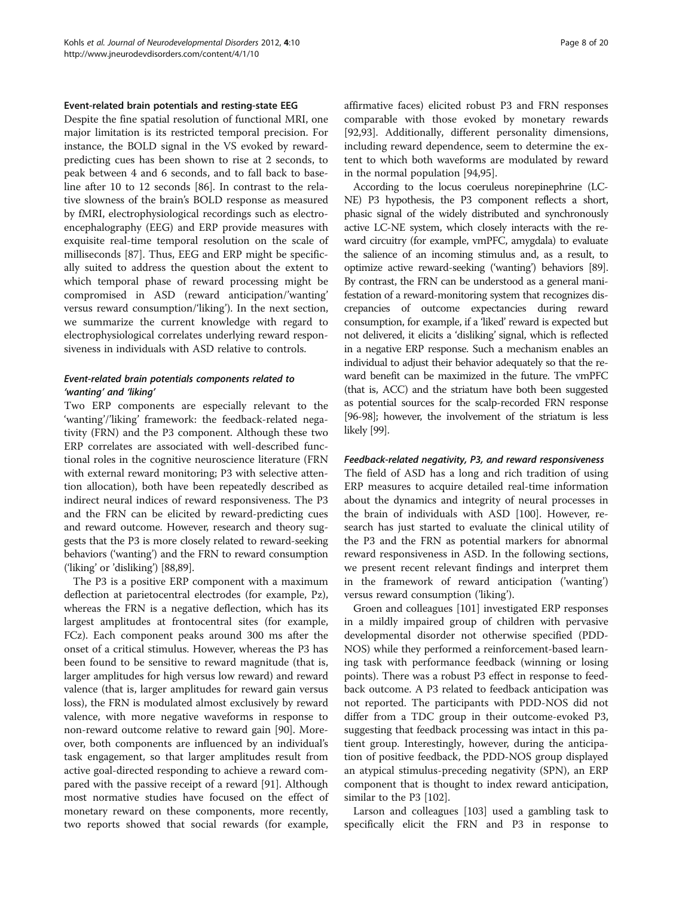### Event-related brain potentials and resting-state EEG

Despite the fine spatial resolution of functional MRI, one major limitation is its restricted temporal precision. For instance, the BOLD signal in the VS evoked by reward-predicting cues has been shown to rise at 2 seconds, to peak between 4 and 6 seconds, and to fall back to baseline after 10 to 12 seconds [86]. In contrast to the relative slowness of the brain's BOLD response as measured by fMRI, electrophysiological recordings such as electroencephalography (EEG) and ERP provide measures with exquisite real-time temporal resolution on the scale of milliseconds [87]. Thus, EEG and ERP might be specifically suited to address the question about the extent to which temporal phase of reward processing might be compromised in ASD (reward anticipation/'wanting' versus reward consumption/'liking'). In the next section, we summarize the current knowledge with regard to electrophysiological correlates underlying reward responsiveness in individuals with ASD relative to controls.

#### *Event-related brain potentials components related to 'wanting' and 'liking'*

Two ERP components are especially relevant to the 'wanting'/'liking' framework: the feedback-related negativity (FRN) and the P3 component. Although these two ERP correlates are associated with well-described functional roles in the cognitive neuroscience literature (FRN with external reward monitoring; P3 with selective attention allocation), both have been repeatedly described as indirect neural indices of reward responsiveness. The P3 and the FRN can be elicited by reward-predicting cues and reward outcome. However, research and theory suggests that the P3 is more closely related to reward-seeking behaviors ('wanting') and the FRN to reward consumption ('liking' or 'disliking') [88,89].

The P3 is a positive ERP component with a maximum deflection at parietocentral electrodes (for example, Pz), whereas the FRN is a negative deflection, which has its largest amplitudes at frontocentral sites (for example, FCz). Each component peaks around 300 ms after the onset of a critical stimulus. However, whereas the P3 has been found to be sensitive to reward magnitude (that is, larger amplitudes for high versus low reward) and reward valence (that is, larger amplitudes for reward gain versus loss), the FRN is modulated almost exclusively by reward valence, with more negative waveforms in response to non-reward outcome relative to reward gain [90]. Moreover, both components are influenced by an individual's task engagement, so that larger amplitudes result from active goal-directed responding to achieve a reward compared with the passive receipt of a reward [91]. Although most normative studies have focused on the effect of monetary reward on these components, more recently, two reports showed that social rewards (for example, affirmative faces) elicited robust P3 and FRN responses comparable with those evoked by monetary rewards [92,93]. Additionally, different personality dimensions, including reward dependence, seem to determine the extent to which both waveforms are modulated by reward in the normal population [94,95].

According to the locus coeruleus norepinephrine (LC-NE) P3 hypothesis, the P3 component reflects a short, phasic signal of the widely distributed and synchronously active LC-NE system, which closely interacts with the reward circuitry (for example, vmPFC, amygdala) to evaluate the salience of an incoming stimulus and, as a result, to optimize active reward-seeking ('wanting') behaviors [89]. By contrast, the FRN can be understood as a general manifestation of a reward-monitoring system that recognizes discrepancies of outcome expectancies during reward consumption, for example, if a 'liked' reward is expected but not delivered, it elicits a 'disliking' signal, which is reflected in a negative ERP response. Such a mechanism enables an individual to adjust their behavior adequately so that the reward benefit can be maximized in the future. The vmPFC (that is, ACC) and the striatum have both been suggested as potential sources for the scalp-recorded FRN response [96-98]; however, the involvement of the striatum is less likely [99].

#### *Feedback-related negativity, P3, and reward responsiveness*

The field of ASD has a long and rich tradition of using ERP measures to acquire detailed real-time information about the dynamics and integrity of neural processes in the brain of individuals with ASD [100]. However, research has just started to evaluate the clinical utility of the P3 and the FRN as potential markers for abnormal reward responsiveness in ASD. In the following sections, we present recent relevant findings and interpret them in the framework of reward anticipation ('wanting') versus reward consumption ('liking').

Groen and colleagues [101] investigated ERP responses in a mildly impaired group of children with pervasive developmental disorder not otherwise specified (PDD-NOS) while they performed a reinforcement-based learning task with performance feedback (winning or losing points). There was a robust P3 effect in response to feedback outcome. A P3 related to feedback anticipation was not reported. The participants with PDD-NOS did not differ from a TDC group in their outcome-evoked P3, suggesting that feedback processing was intact in this patient group. Interestingly, however, during the anticipation of positive feedback, the PDD-NOS group displayed an atypical stimulus-preceding negativity (SPN), an ERP component that is thought to index reward anticipation, similar to the P3 [102].

Larson and colleagues [103] used a gambling task to specifically elicit the FRN and P3 in response to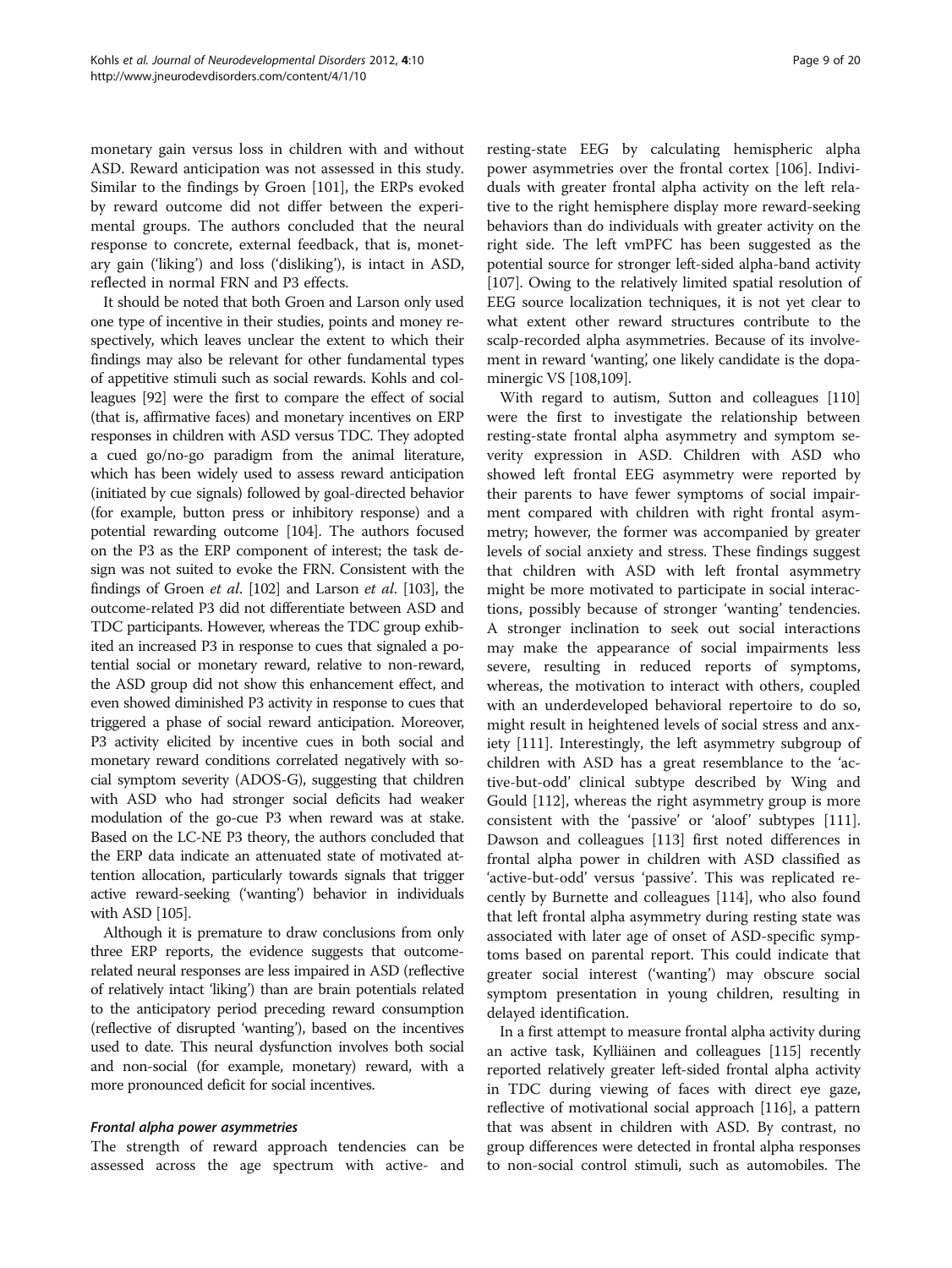monetary gain versus loss in children with and without ASD. Reward anticipation was not assessed in this study. Similar to the findings by Groen [101], the ERPs evoked by reward outcome did not differ between the experimental groups. The authors concluded that the neural response to concrete, external feedback, that is, monetary gain ('liking') and loss ('disliking'), is intact in ASD, reflected in normal FRN and P3 effects.

It should be noted that both Groen and Larson only used one type of incentive in their studies, points and money respectively, which leaves unclear the extent to which their findings may also be relevant for other fundamental types of appetitive stimuli such as social rewards. Kohls and colleagues [92] were the first to compare the effect of social (that is, affirmative faces) and monetary incentives on ERP responses in children with ASD versus TDC. They adopted a cued go/no-go paradigm from the animal literature, which has been widely used to assess reward anticipation (initiated by cue signals) followed by goal-directed behavior (for example, button press or inhibitory response) and a potential rewarding outcome [104]. The authors focused on the P3 as the ERP component of interest; the task design was not suited to evoke the FRN. Consistent with the findings of Groen *et al*. [102] and Larson *et al*. [103], the outcome-related P3 did not differentiate between ASD and TDC participants. However, whereas the TDC group exhibited an increased P3 in response to cues that signaled a potential social or monetary reward, relative to non-reward, the ASD group did not show this enhancement effect, and even showed diminished P3 activity in response to cues that triggered a phase of social reward anticipation. Moreover, P3 activity elicited by incentive cues in both social and monetary reward conditions correlated negatively with social symptom severity (ADOS-G), suggesting that children with ASD who had stronger social deficits had weaker modulation of the go-cue P3 when reward was at stake. Based on the LC-NE P3 theory, the authors concluded that the ERP data indicate an attenuated state of motivated attention allocation, particularly towards signals that trigger active reward-seeking ('wanting') behavior in individuals with ASD [105].

Although it is premature to draw conclusions from only three ERP reports, the evidence suggests that outcome-related neural responses are less impaired in ASD (reflective of relatively intact 'liking') than are brain potentials related to the anticipatory period preceding reward consumption (reflective of disrupted 'wanting'), based on the incentives used to date. This neural dysfunction involves both social and non-social (for example, monetary) reward, with a more pronounced deficit for social incentives.

#### *Frontal alpha power asymmetries*

The strength of reward approach tendencies can be assessed across the age spectrum with active- and resting-state EEG by calculating hemispheric alpha power asymmetries over the frontal cortex [106]. Individuals with greater frontal alpha activity on the left relative to the right hemisphere display more reward-seeking behaviors than do individuals with greater activity on the right side. The left vmPFC has been suggested as the potential source for stronger left-sided alpha-band activity [107]. Owing to the relatively limited spatial resolution of EEG source localization techniques, it is not yet clear to what extent other reward structures contribute to the scalp-recorded alpha asymmetries. Because of its involvement in reward 'wanting', one likely candidate is the dopaminergic VS [108,109].

With regard to autism, Sutton and colleagues [110] were the first to investigate the relationship between resting-state frontal alpha asymmetry and symptom severity expression in ASD. Children with ASD who showed left frontal EEG asymmetry were reported by their parents to have fewer symptoms of social impairment compared with children with right frontal asymmetry; however, the former was accompanied by greater levels of social anxiety and stress. These findings suggest that children with ASD with left frontal asymmetry might be more motivated to participate in social interactions, possibly because of stronger 'wanting' tendencies. A stronger inclination to seek out social interactions may make the appearance of social impairments less severe, resulting in reduced reports of symptoms, whereas, the motivation to interact with others, coupled with an underdeveloped behavioral repertoire to do so, might result in heightened levels of social stress and anxiety [111]. Interestingly, the left asymmetry subgroup of children with ASD has a great resemblance to the 'active-but-odd' clinical subtype described by Wing and Gould [112], whereas the right asymmetry group is more consistent with the 'passive' or 'aloof' subtypes [111]. Dawson and colleagues [113] first noted differences in frontal alpha power in children with ASD classified as 'active-but-odd' versus 'passive'. This was replicated recently by Burnette and colleagues [114], who also found that left frontal alpha asymmetry during resting state was associated with later age of onset of ASD-specific symptoms based on parental report. This could indicate that greater social interest ('wanting') may obscure social symptom presentation in young children, resulting in delayed identification.

In a first attempt to measure frontal alpha activity during an active task, Kylliäinen and colleagues [115] recently reported relatively greater left-sided frontal alpha activity in TDC during viewing of faces with direct eye gaze, reflective of motivational social approach [116], a pattern that was absent in children with ASD. By contrast, no group differences were detected in frontal alpha responses to non-social control stimuli, such as automobiles. The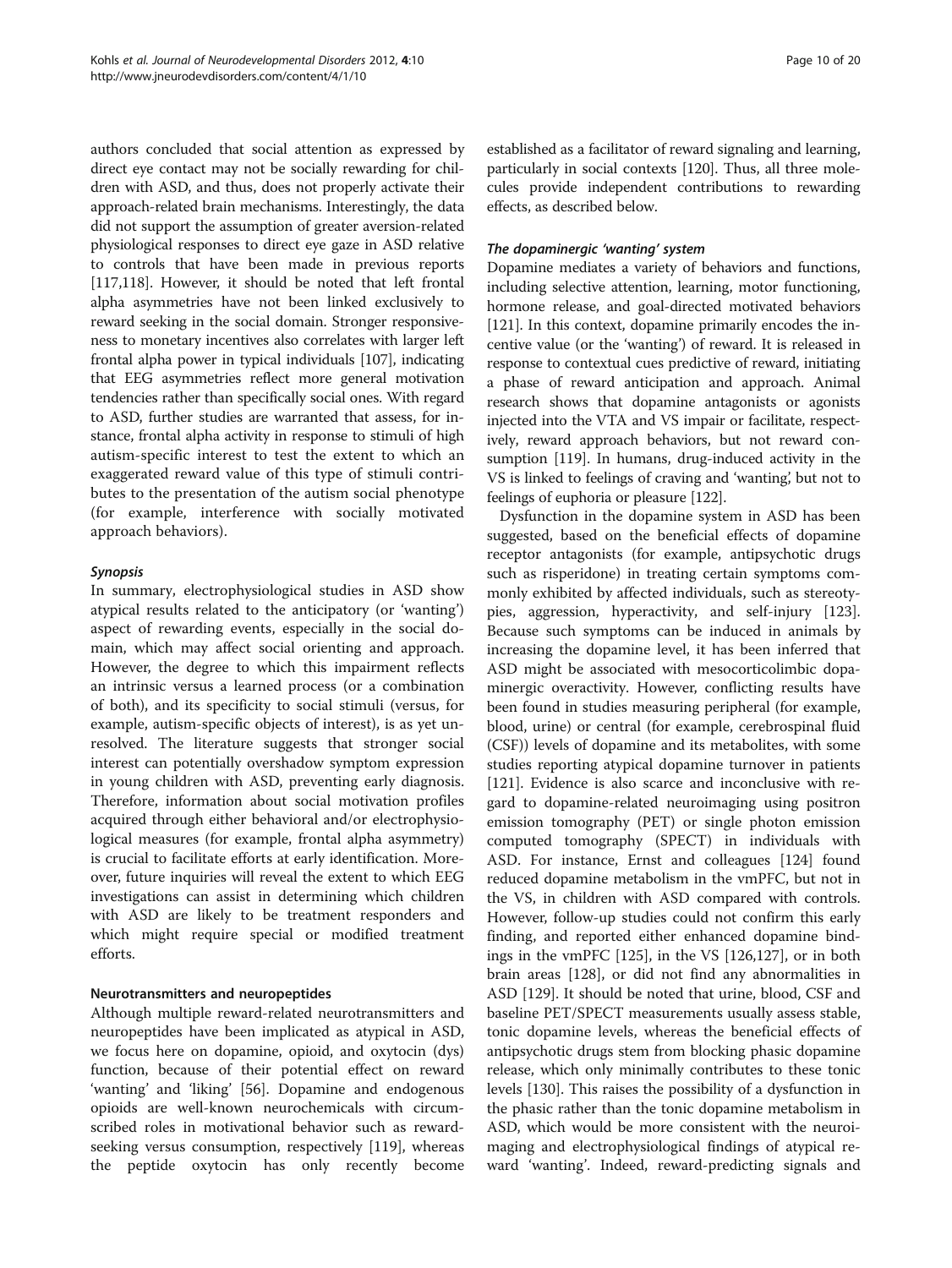authors concluded that social attention as expressed by direct eye contact may not be socially rewarding for children with ASD, and thus, does not properly activate their approach-related brain mechanisms. Interestingly, the data did not support the assumption of greater aversion-related physiological responses to direct eye gaze in ASD relative to controls that have been made in previous reports [117,118]. However, it should be noted that left frontal alpha asymmetries have not been linked exclusively to reward seeking in the social domain. Stronger responsiveness to monetary incentives also correlates with larger left frontal alpha power in typical individuals [107], indicating that EEG asymmetries reflect more general motivation tendencies rather than specifically social ones. With regard to ASD, further studies are warranted that assess, for instance, frontal alpha activity in response to stimuli of high autism-specific interest to test the extent to which an exaggerated reward value of this type of stimuli contributes to the presentation of the autism social phenotype (for example, interference with socially motivated approach behaviors).

#### *Synopsis*

In summary, electrophysiological studies in ASD show atypical results related to the anticipatory (or 'wanting') aspect of rewarding events, especially in the social domain, which may affect social orienting and approach. However, the degree to which this impairment reflects an intrinsic versus a learned process (or a combination of both), and its specificity to social stimuli (versus, for example, autism-specific objects of interest), is as yet unresolved. The literature suggests that stronger social interest can potentially overshadow symptom expression in young children with ASD, preventing early diagnosis. Therefore, information about social motivation profiles acquired through either behavioral and/or electrophysiological measures (for example, frontal alpha asymmetry) is crucial to facilitate efforts at early identification. Moreover, future inquiries will reveal the extent to which EEG investigations can assist in determining which children with ASD are likely to be treatment responders and which might require special or modified treatment efforts.

### Neurotransmitters and neuropeptides

Although multiple reward-related neurotransmitters and neuropeptides have been implicated as atypical in ASD, we focus here on dopamine, opioid, and oxytocin (dys) function, because of their potential effect on reward 'wanting' and 'liking' [56]. Dopamine and endogenous opioids are well-known neurochemicals with circumscribed roles in motivational behavior such as reward-seeking versus consumption, respectively [119], whereas the peptide oxytocin has only recently become established as a facilitator of reward signaling and learning, particularly in social contexts [120]. Thus, all three molecules provide independent contributions to rewarding effects, as described below.

#### *The dopaminergic 'wanting' system*

Dopamine mediates a variety of behaviors and functions, including selective attention, learning, motor functioning, hormone release, and goal-directed motivated behaviors [121]. In this context, dopamine primarily encodes the incentive value (or the 'wanting') of reward. It is released in response to contextual cues predictive of reward, initiating a phase of reward anticipation and approach. Animal research shows that dopamine antagonists or agonists injected into the VTA and VS impair or facilitate, respectively, reward approach behaviors, but not reward consumption [119]. In humans, drug-induced activity in the VS is linked to feelings of craving and 'wanting', but not to feelings of euphoria or pleasure [122].

Dysfunction in the dopamine system in ASD has been suggested, based on the beneficial effects of dopamine receptor antagonists (for example, antipsychotic drugs such as risperidone) in treating certain symptoms commonly exhibited by affected individuals, such as stereotypies, aggression, hyperactivity, and self-injury [123]. Because such symptoms can be induced in animals by increasing the dopamine level, it has been inferred that ASD might be associated with mesocorticolimbic dopaminergic overactivity. However, conflicting results have been found in studies measuring peripheral (for example, blood, urine) or central (for example, cerebrospinal fluid (CSF)) levels of dopamine and its metabolites, with some studies reporting atypical dopamine turnover in patients [121]. Evidence is also scarce and inconclusive with regard to dopamine-related neuroimaging using positron emission tomography (PET) or single photon emission computed tomography (SPECT) in individuals with ASD. For instance, Ernst and colleagues [124] found reduced dopamine metabolism in the vmPFC, but not in the VS, in children with ASD compared with controls. However, follow-up studies could not confirm this early finding, and reported either enhanced dopamine bindings in the vmPFC [125], in the VS [126,127], or in both brain areas [128], or did not find any abnormalities in ASD [129]. It should be noted that urine, blood, CSF and baseline PET/SPECT measurements usually assess stable, tonic dopamine levels, whereas the beneficial effects of antipsychotic drugs stem from blocking phasic dopamine release, which only minimally contributes to these tonic levels [130]. This raises the possibility of a dysfunction in the phasic rather than the tonic dopamine metabolism in ASD, which would be more consistent with the neuroimaging and electrophysiological findings of atypical reward 'wanting'. Indeed, reward-predicting signals and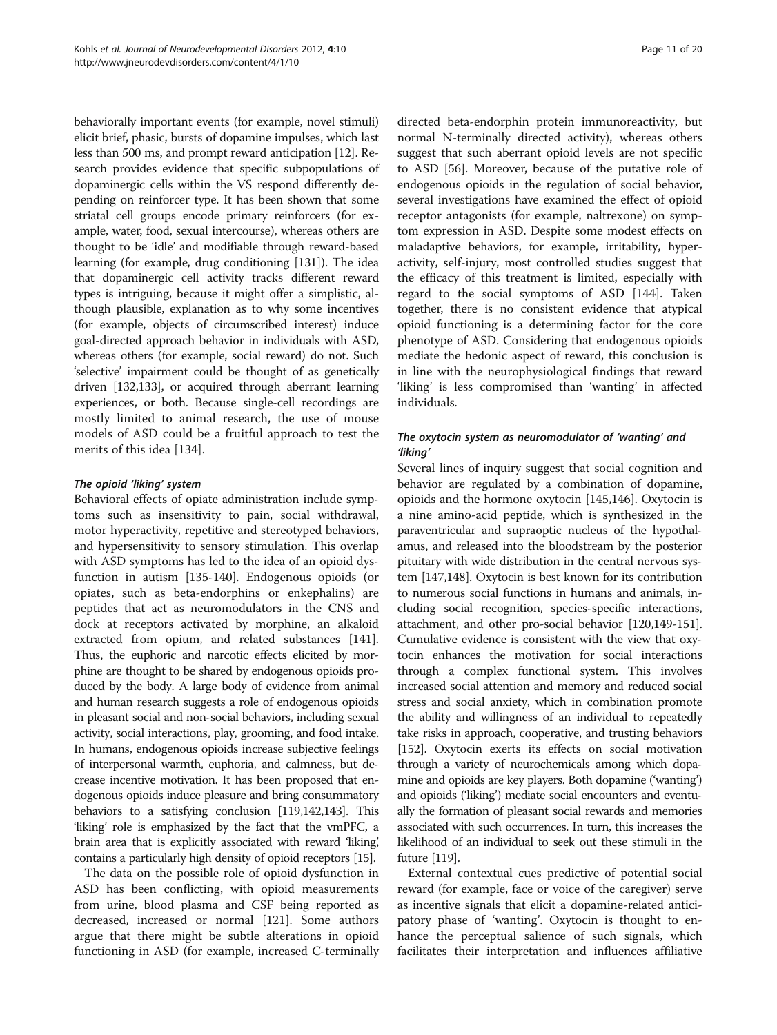behaviorally important events (for example, novel stimuli) elicit brief, phasic, bursts of dopamine impulses, which last less than 500 ms, and prompt reward anticipation [12]. Research provides evidence that specific subpopulations of dopaminergic cells within the VS respond differently depending on reinforcer type. It has been shown that some striatal cell groups encode primary reinforcers (for example, water, food, sexual intercourse), whereas others are thought to be 'idle' and modifiable through reward-based learning (for example, drug conditioning [131]). The idea that dopaminergic cell activity tracks different reward types is intriguing, because it might offer a simplistic, although plausible, explanation as to why some incentives (for example, objects of circumscribed interest) induce goal-directed approach behavior in individuals with ASD, whereas others (for example, social reward) do not. Such 'selective' impairment could be thought of as genetically driven [132,133], or acquired through aberrant learning experiences, or both. Because single-cell recordings are mostly limited to animal research, the use of mouse models of ASD could be a fruitful approach to test the merits of this idea [134].

#### *The opioid 'liking' system*

Behavioral effects of opiate administration include symptoms such as insensitivity to pain, social withdrawal, motor hyperactivity, repetitive and stereotyped behaviors, and hypersensitivity to sensory stimulation. This overlap with ASD symptoms has led to the idea of an opioid dysfunction in autism [135-140]. Endogenous opioids (or opiates, such as beta-endorphins or enkephalins) are peptides that act as neuromodulators in the CNS and dock at receptors activated by morphine, an alkaloid extracted from opium, and related substances [141]. Thus, the euphoric and narcotic effects elicited by morphine are thought to be shared by endogenous opioids produced by the body. A large body of evidence from animal and human research suggests a role of endogenous opioids in pleasant social and non-social behaviors, including sexual activity, social interactions, play, grooming, and food intake. In humans, endogenous opioids increase subjective feelings of interpersonal warmth, euphoria, and calmness, but decrease incentive motivation. It has been proposed that endogenous opioids induce pleasure and bring consummatory behaviors to a satisfying conclusion [119,142,143]. This 'liking' role is emphasized by the fact that the vmPFC, a brain area that is explicitly associated with reward 'liking,' contains a particularly high density of opioid receptors [15].

The data on the possible role of opioid dysfunction in ASD has been conflicting, with opioid measurements from urine, blood plasma and CSF being reported as decreased, increased or normal [121]. Some authors argue that there might be subtle alterations in opioid functioning in ASD (for example, increased C-terminally directed beta-endorphin protein immunoreactivity, but normal N-terminally directed activity), whereas others suggest that such aberrant opioid levels are not specific to ASD [56]. Moreover, because of the putative role of endogenous opioids in the regulation of social behavior, several investigations have examined the effect of opioid receptor antagonists (for example, naltrexone) on symptom expression in ASD. Despite some modest effects on maladaptive behaviors, for example, irritability, hyperactivity, self-injury, most controlled studies suggest that the efficacy of this treatment is limited, especially with regard to the social symptoms of ASD [144]. Taken together, there is no consistent evidence that atypical opioid functioning is a determining factor for the core phenotype of ASD. Considering that endogenous opioids mediate the hedonic aspect of reward, this conclusion is in line with the neurophysiological findings that reward 'liking' is less compromised than 'wanting' in affected individuals.

#### *The oxytocin system as neuromodulator of 'wanting' and 'liking'*

Several lines of inquiry suggest that social cognition and behavior are regulated by a combination of dopamine, opioids and the hormone oxytocin [145,146]. Oxytocin is a nine amino-acid peptide, which is synthesized in the paraventricular and supraoptic nucleus of the hypothalamus, and released into the bloodstream by the posterior pituitary with wide distribution in the central nervous system [147,148]. Oxytocin is best known for its contribution to numerous social functions in humans and animals, including social recognition, species-specific interactions, attachment, and other pro-social behavior [120,149-151]. Cumulative evidence is consistent with the view that oxytocin enhances the motivation for social interactions through a complex functional system. This involves increased social attention and memory and reduced social stress and social anxiety, which in combination promote the ability and willingness of an individual to repeatedly take risks in approach, cooperative, and trusting behaviors [152]. Oxytocin exerts its effects on social motivation through a variety of neurochemicals among which dopamine and opioids are key players. Both dopamine ('wanting') and opioids ('liking') mediate social encounters and eventually the formation of pleasant social rewards and memories associated with such occurrences. In turn, this increases the likelihood of an individual to seek out these stimuli in the future [119].

External contextual cues predictive of potential social reward (for example, face or voice of the caregiver) serve as incentive signals that elicit a dopamine-related anticipatory phase of 'wanting'. Oxytocin is thought to enhance the perceptual salience of such signals, which facilitates their interpretation and influences affiliative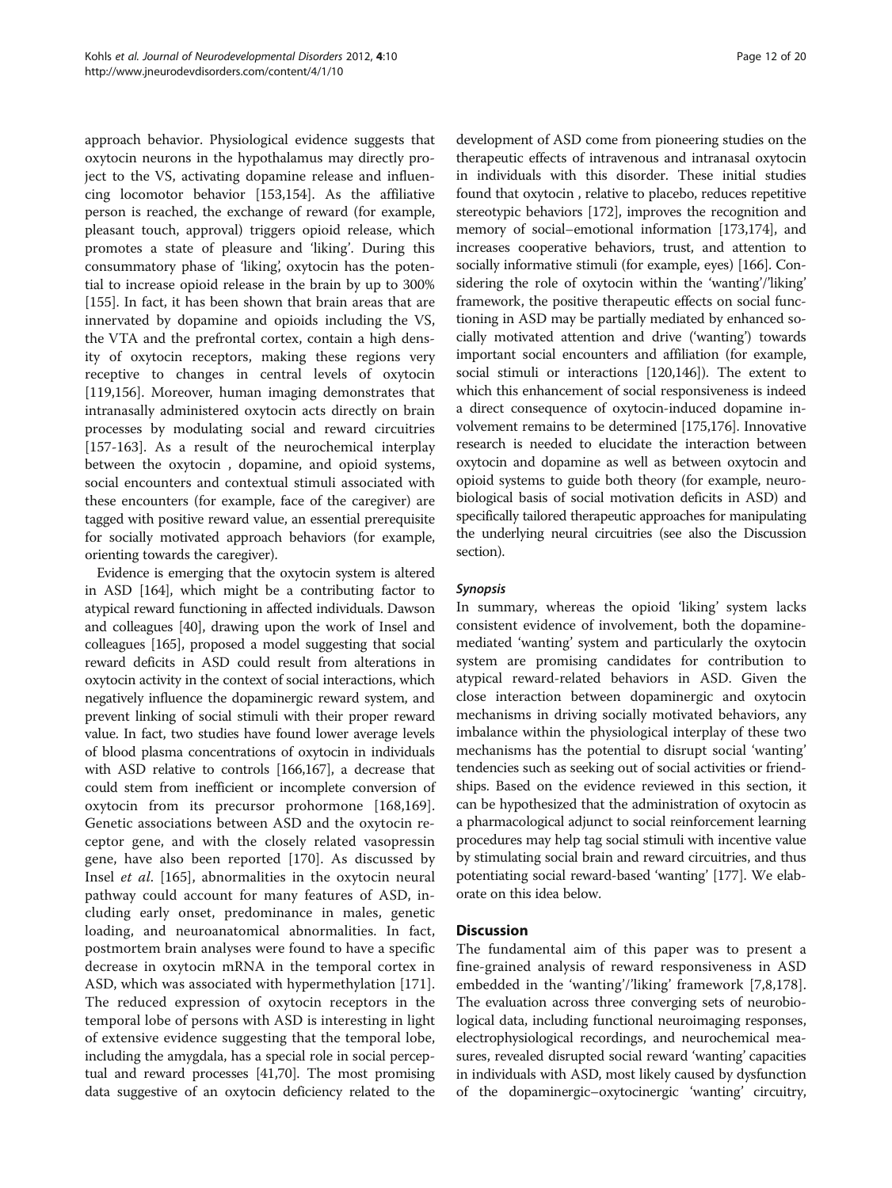approach behavior. Physiological evidence suggests that oxytocin neurons in the hypothalamus may directly project to the VS, activating dopamine release and influencing locomotor behavior [153,154]. As the affiliative person is reached, the exchange of reward (for example, pleasant touch, approval) triggers opioid release, which promotes a state of pleasure and 'liking'. During this consummatory phase of 'liking', oxytocin has the potential to increase opioid release in the brain by up to 300% [155]. In fact, it has been shown that brain areas that are innervated by dopamine and opioids including the VS, the VTA and the prefrontal cortex, contain a high density of oxytocin receptors, making these regions very receptive to changes in central levels of oxytocin [119,156]. Moreover, human imaging demonstrates that intranasally administered oxytocin acts directly on brain processes by modulating social and reward circuitries [157-163]. As a result of the neurochemical interplay between the oxytocin , dopamine, and opioid systems, social encounters and contextual stimuli associated with these encounters (for example, face of the caregiver) are tagged with positive reward value, an essential prerequisite for socially motivated approach behaviors (for example, orienting towards the caregiver).

Evidence is emerging that the oxytocin system is altered in ASD [164], which might be a contributing factor to atypical reward functioning in affected individuals. Dawson and colleagues [40], drawing upon the work of Insel and colleagues [165], proposed a model suggesting that social reward deficits in ASD could result from alterations in oxytocin activity in the context of social interactions, which negatively influence the dopaminergic reward system, and prevent linking of social stimuli with their proper reward value. In fact, two studies have found lower average levels of blood plasma concentrations of oxytocin in individuals with ASD relative to controls [166,167], a decrease that could stem from inefficient or incomplete conversion of oxytocin from its precursor prohormone [168,169]. Genetic associations between ASD and the oxytocin receptor gene, and with the closely related vasopressin gene, have also been reported [170]. As discussed by Insel *et al.* [165], abnormalities in the oxytocin neural pathway could account for many features of ASD, including early onset, predominance in males, genetic loading, and neuroanatomical abnormalities. In fact, postmortem brain analyses were found to have a specific decrease in oxytocin mRNA in the temporal cortex in ASD, which was associated with hypermethylation [171]. The reduced expression of oxytocin receptors in the temporal lobe of persons with ASD is interesting in light of extensive evidence suggesting that the temporal lobe, including the amygdala, has a special role in social perceptual and reward processes [41,70]. The most promising data suggestive of an oxytocin deficiency related to the development of ASD come from pioneering studies on the therapeutic effects of intravenous and intranasal oxytocin in individuals with this disorder. These initial studies found that oxytocin , relative to placebo, reduces repetitive stereotypic behaviors [172], improves the recognition and memory of social–emotional information [173,174], and increases cooperative behaviors, trust, and attention to socially informative stimuli (for example, eyes) [166]. Considering the role of oxytocin within the 'wanting'/'liking' framework, the positive therapeutic effects on social functioning in ASD may be partially mediated by enhanced socially motivated attention and drive ('wanting') towards important social encounters and affiliation (for example, social stimuli or interactions [120,146]). The extent to which this enhancement of social responsiveness is indeed a direct consequence of oxytocin-induced dopamine involvement remains to be determined [175,176]. Innovative research is needed to elucidate the interaction between oxytocin and dopamine as well as between oxytocin and opioid systems to guide both theory (for example, neurobiological basis of social motivation deficits in ASD) and specifically tailored therapeutic approaches for manipulating the underlying neural circuitries (see also the Discussion section).

### *Synopsis*

In summary, whereas the opioid 'liking' system lacks consistent evidence of involvement, both the dopamine-mediated 'wanting' system and particularly the oxytocin system are promising candidates for contribution to atypical reward-related behaviors in ASD. Given the close interaction between dopaminergic and oxytocin mechanisms in driving socially motivated behaviors, any imbalance within the physiological interplay of these two mechanisms has the potential to disrupt social 'wanting' tendencies such as seeking out of social activities or friendships. Based on the evidence reviewed in this section, it can be hypothesized that the administration of oxytocin as a pharmacological adjunct to social reinforcement learning procedures may help tag social stimuli with incentive value by stimulating social brain and reward circuitries, and thus potentiating social reward-based 'wanting' [177]. We elaborate on this idea below.

## Discussion

The fundamental aim of this paper was to present a fine-grained analysis of reward responsiveness in ASD embedded in the 'wanting'/'liking' framework [7,8,178]. The evaluation across three converging sets of neurobiological data, including functional neuroimaging responses, electrophysiological recordings, and neurochemical measures, revealed disrupted social reward 'wanting' capacities in individuals with ASD, most likely caused by dysfunction of the dopaminergic–oxytocinergic 'wanting' circuitry,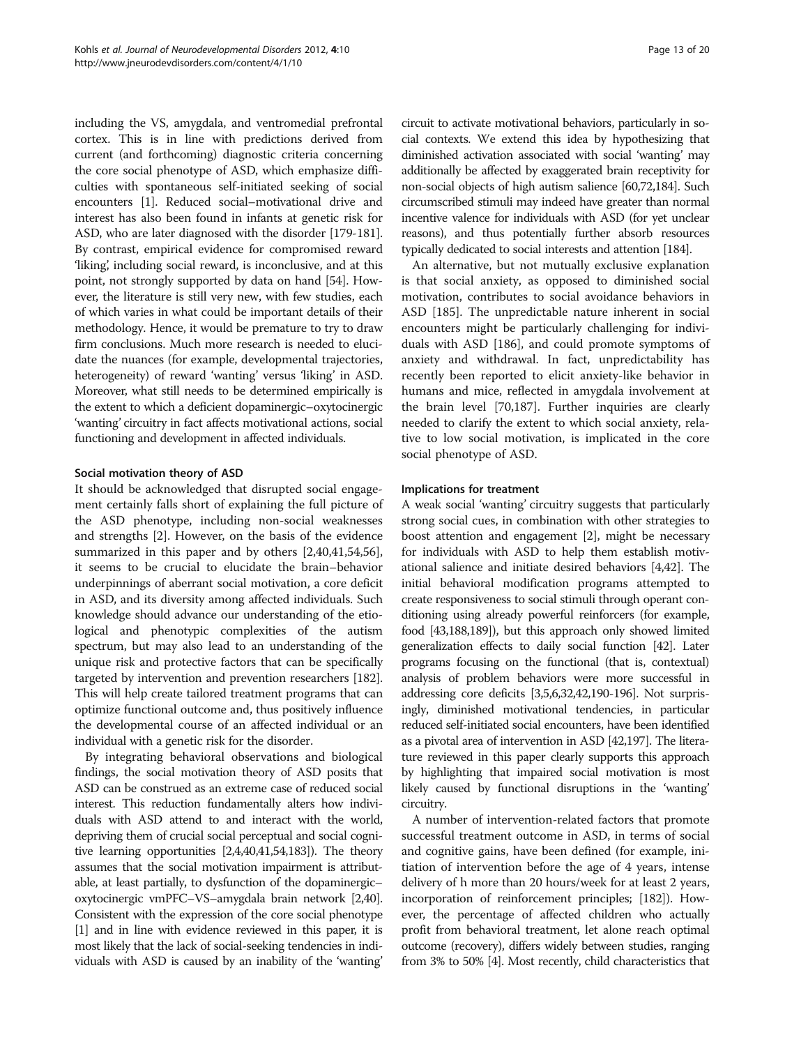including the VS, amygdala, and ventromedial prefrontal cortex. This is in line with predictions derived from current (and forthcoming) diagnostic criteria concerning the core social phenotype of ASD, which emphasize difficulties with spontaneous self-initiated seeking of social encounters [1]. Reduced social–motivational drive and interest has also been found in infants at genetic risk for ASD, who are later diagnosed with the disorder [179-181]. By contrast, empirical evidence for compromised reward 'liking', including social reward, is inconclusive, and at this point, not strongly supported by data on hand [54]. However, the literature is still very new, with few studies, each of which varies in what could be important details of their methodology. Hence, it would be premature to try to draw firm conclusions. Much more research is needed to elucidate the nuances (for example, developmental trajectories, heterogeneity) of reward 'wanting' versus 'liking' in ASD. Moreover, what still needs to be determined empirically is the extent to which a deficient dopaminergic–oxytocinergic 'wanting' circuitry in fact affects motivational actions, social functioning and development in affected individuals.

### Social motivation theory of ASD

It should be acknowledged that disrupted social engagement certainly falls short of explaining the full picture of the ASD phenotype, including non-social weaknesses and strengths [2]. However, on the basis of the evidence summarized in this paper and by others [2,40,41,54,56], it seems to be crucial to elucidate the brain–behavior underpinnings of aberrant social motivation, a core deficit in ASD, and its diversity among affected individuals. Such knowledge should advance our understanding of the etiological and phenotypic complexities of the autism spectrum, but may also lead to an understanding of the unique risk and protective factors that can be specifically targeted by intervention and prevention researchers [182]. This will help create tailored treatment programs that can optimize functional outcome and, thus positively influence the developmental course of an affected individual or an individual with a genetic risk for the disorder.

By integrating behavioral observations and biological findings, the social motivation theory of ASD posits that ASD can be construed as an extreme case of reduced social interest. This reduction fundamentally alters how individuals with ASD attend to and interact with the world, depriving them of crucial social perceptual and social cognitive learning opportunities [2,4,40,41,54,183]). The theory assumes that the social motivation impairment is attributable, at least partially, to dysfunction of the dopaminergic–oxytocinergic vmPFC–VS–amygdala brain network [2,40]. Consistent with the expression of the core social phenotype [1] and in line with evidence reviewed in this paper, it is most likely that the lack of social-seeking tendencies in individuals with ASD is caused by an inability of the 'wanting' circuit to activate motivational behaviors, particularly in social contexts. We extend this idea by hypothesizing that diminished activation associated with social 'wanting' may additionally be affected by exaggerated brain receptivity for non-social objects of high autism salience [60,72,184]. Such circumscribed stimuli may indeed have greater than normal incentive valence for individuals with ASD (for yet unclear reasons), and thus potentially further absorb resources typically dedicated to social interests and attention [184].

An alternative, but not mutually exclusive explanation is that social anxiety, as opposed to diminished social motivation, contributes to social avoidance behaviors in ASD [185]. The unpredictable nature inherent in social encounters might be particularly challenging for individuals with ASD [186], and could promote symptoms of anxiety and withdrawal. In fact, unpredictability has recently been reported to elicit anxiety-like behavior in humans and mice, reflected in amygdala involvement at the brain level [70,187]. Further inquiries are clearly needed to clarify the extent to which social anxiety, relative to low social motivation, is implicated in the core social phenotype of ASD.

### Implications for treatment

A weak social 'wanting' circuitry suggests that particularly strong social cues, in combination with other strategies to boost attention and engagement [2], might be necessary for individuals with ASD to help them establish motivational salience and initiate desired behaviors [4,42]. The initial behavioral modification programs attempted to create responsiveness to social stimuli through operant conditioning using already powerful reinforcers (for example, food [43,188,189]), but this approach only showed limited generalization effects to daily social function [42]. Later programs focusing on the functional (that is, contextual) analysis of problem behaviors were more successful in addressing core deficits [3,5,6,32,42,190-196]. Not surprisingly, diminished motivational tendencies, in particular reduced self-initiated social encounters, have been identified as a pivotal area of intervention in ASD [42,197]. The literature reviewed in this paper clearly supports this approach by highlighting that impaired social motivation is most likely caused by functional disruptions in the 'wanting' circuitry.

A number of intervention-related factors that promote successful treatment outcome in ASD, in terms of social and cognitive gains, have been defined (for example, initiation of intervention before the age of 4 years, intense delivery of h more than 20 hours/week for at least 2 years, incorporation of reinforcement principles; [182]). However, the percentage of affected children who actually profit from behavioral treatment, let alone reach optimal outcome (recovery), differs widely between studies, ranging from 3% to 50% [4]. Most recently, child characteristics that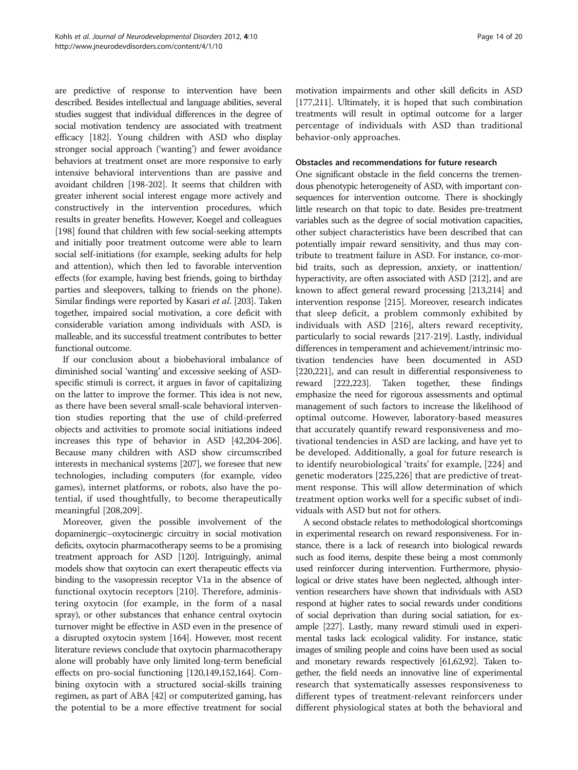are predictive of response to intervention have been described. Besides intellectual and language abilities, several studies suggest that individual differences in the degree of social motivation tendency are associated with treatment efficacy [182]. Young children with ASD who display stronger social approach ('wanting') and fewer avoidance behaviors at treatment onset are more responsive to early intensive behavioral interventions than are passive and avoidant children [198-202]. It seems that children with greater inherent social interest engage more actively and constructively in the intervention procedures, which results in greater benefits. However, Koegel and colleagues [198] found that children with few social-seeking attempts and initially poor treatment outcome were able to learn social self-initiations (for example, seeking adults for help and attention), which then led to favorable intervention effects (for example, having best friends, going to birthday parties and sleepovers, talking to friends on the phone). Similar findings were reported by Kasari *et al*. [203]. Taken together, impaired social motivation, a core deficit with considerable variation among individuals with ASD, is malleable, and its successful treatment contributes to better functional outcome.

If our conclusion about a biobehavioral imbalance of diminished social 'wanting' and excessive seeking of ASD-specific stimuli is correct, it argues in favor of capitalizing on the latter to improve the former. This idea is not new, as there have been several small-scale behavioral intervention studies reporting that the use of child-preferred objects and activities to promote social initiations indeed increases this type of behavior in ASD [42,204-206]. Because many children with ASD show circumscribed interests in mechanical systems [207], we foresee that new technologies, including computers (for example, video games), internet platforms, or robots, also have the potential, if used thoughtfully, to become therapeutically meaningful [208,209].

Moreover, given the possible involvement of the dopaminergic–oxytocinergic circuitry in social motivation deficits, oxytocin pharmacotherapy seems to be a promising treatment approach for ASD [120]. Intriguingly, animal models show that oxytocin can exert therapeutic effects via binding to the vasopressin receptor V1a in the absence of functional oxytocin receptors [210]. Therefore, administering oxytocin (for example, in the form of a nasal spray), or other substances that enhance central oxytocin turnover might be effective in ASD even in the presence of a disrupted oxytocin system [164]. However, most recent literature reviews conclude that oxytocin pharmacotherapy alone will probably have only limited long-term beneficial effects on pro-social functioning [120,149,152,164]. Combining oxytocin with a structured social-skills training regimen, as part of ABA [42] or computerized gaming, has the potential to be a more effective treatment for social motivation impairments and other skill deficits in ASD [177,211]. Ultimately, it is hoped that such combination treatments will result in optimal outcome for a larger percentage of individuals with ASD than traditional behavior-only approaches.

#### Obstacles and recommendations for future research

One significant obstacle in the field concerns the tremendous phenotypic heterogeneity of ASD, with important consequences for intervention outcome. There is shockingly little research on that topic to date. Besides pre-treatment variables such as the degree of social motivation capacities, other subject characteristics have been described that can potentially impair reward sensitivity, and thus may contribute to treatment failure in ASD. For instance, co-morbid traits, such as depression, anxiety, or inattention/hyperactivity, are often associated with ASD [212], and are known to affect general reward processing [213,214] and intervention response [215]. Moreover, research indicates that sleep deficit, a problem commonly exhibited by individuals with ASD [216], alters reward receptivity, particularly to social rewards [217-219]. Lastly, individual differences in temperament and achievement/intrinsic motivation tendencies have been documented in ASD [220,221], and can result in differential responsiveness to reward [222,223]. Taken together, these findings emphasize the need for rigorous assessments and optimal management of such factors to increase the likelihood of optimal outcome. However, laboratory-based measures that accurately quantify reward responsiveness and motivational tendencies in ASD are lacking, and have yet to be developed. Additionally, a goal for future research is to identify neurobiological 'traits' for example, [224] and genetic moderators [225,226] that are predictive of treatment response. This will allow determination of which treatment option works well for a specific subset of individuals with ASD but not for others.

A second obstacle relates to methodological shortcomings in experimental research on reward responsiveness. For instance, there is a lack of research into biological rewards such as food items, despite these being a most commonly used reinforcer during intervention. Furthermore, physiological or drive states have been neglected, although intervention researchers have shown that individuals with ASD respond at higher rates to social rewards under conditions of social deprivation than during social satiation, for example [227]. Lastly, many reward stimuli used in experimental tasks lack ecological validity. For instance, static images of smiling people and coins have been used as social and monetary rewards respectively [61,62,92]. Taken together, the field needs an innovative line of experimental research that systematically assesses responsiveness to different types of treatment-relevant reinforcers under different physiological states at both the behavioral and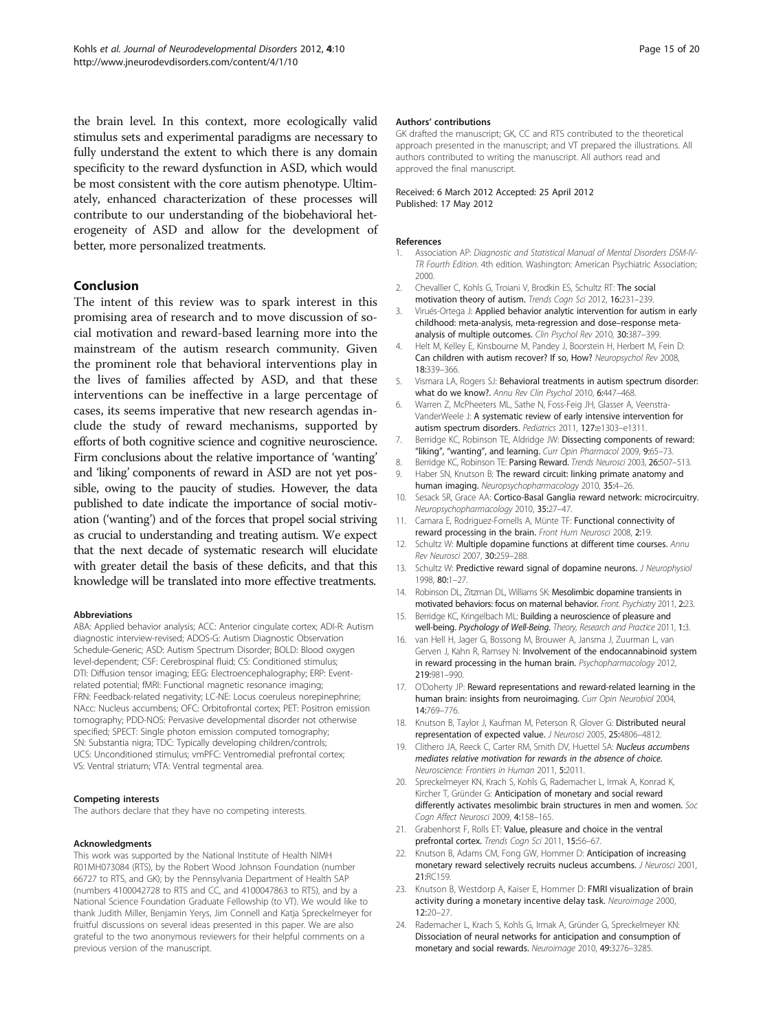the brain level. In this context, more ecologically valid stimulus sets and experimental paradigms are necessary to fully understand the extent to which there is any domain specificity to the reward dysfunction in ASD, which would be most consistent with the core autism phenotype. Ultimately, enhanced characterization of these processes will contribute to our understanding of the biobehavioral heterogeneity of ASD and allow for the development of better, more personalized treatments.

## Conclusion

The intent of this review was to spark interest in this promising area of research and to move discussion of social motivation and reward-based learning more into the mainstream of the autism research community. Given the prominent role that behavioral interventions play in the lives of families affected by ASD, and that these interventions can be ineffective in a large percentage of cases, its seems imperative that new research agendas include the study of reward mechanisms, supported by efforts of both cognitive science and cognitive neuroscience. Firm conclusions about the relative importance of 'wanting' and 'liking' components of reward in ASD are not yet possible, owing to the paucity of studies. However, the data published to date indicate the importance of social motivation ('wanting') and of the forces that propel social striving as crucial to understanding and treating autism. We expect that the next decade of systematic research will elucidate with greater detail the basis of these deficits, and that this knowledge will be translated into more effective treatments.

#### Abbreviations

ABA: Applied behavior analysis; ACC: Anterior cingulate cortex; ADI-R: Autism diagnostic interview-revised; ADOS-G: Autism Diagnostic Observation Schedule-Generic; ASD: Autism Spectrum Disorder; BOLD: Blood oxygen level-dependent; CSF: Cerebrospinal fluid; CS: Conditioned stimulus; DTI: Diffusion tensor imaging; EEG: Electroencephalography; ERP: Event-related potential; fMRI: Functional magnetic resonance imaging; FRN: Feedback-related negativity; LC-NE: Locus coeruleus norepinephrine; NAcc: Nucleus accumbens; OFC: Orbitofrontal cortex; PET: Positron emission tomography; PDD-NOS: Pervasive developmental disorder not otherwise specified; SPECT: Single photon emission computed tomography; SN: Substantia nigra; TDC: Typically developing children/controls; UCS: Unconditioned stimulus; vmPFC: Ventromedial prefrontal cortex; VS: Ventral striatum; VTA: Ventral tegmental area.

#### Competing interests

The authors declare that they have no competing interests.

#### Acknowledgments

This work was supported by the National Institute of Health NIMH R01MH073084 (RTS), by the Robert Wood Johnson Foundation (number 66727 to RTS, and GK); by the Pennsylvania Department of Health SAP (numbers 4100042728 to RTS and CC, and 4100047863 to RTS), and by a National Science Foundation Graduate Fellowship (to VT). We would like to thank Judith Miller, Benjamin Yerys, Jim Connell and Katja Spreckelmeyer for fruitful discussions on several ideas presented in this paper. We are also grateful to the two anonymous reviewers for their helpful comments on a previous version of the manuscript.

#### Authors' contributions

GK drafted the manuscript; GK, CC and RTS contributed to the theoretical approach presented in the manuscript; and VT prepared the illustrations. All authors contributed to writing the manuscript. All authors read and approved the final manuscript.

Received: 6 March 2012 Accepted: 25 April 2012
Published: 17 May 2012

#### References

1. Association AP: *Diagnostic and Statistical Manual of Mental Disorders DSM-IV-TR Fourth Edition*. 4th edition. Washington: American Psychiatric Association; 2000.
2. Chevallier C, Kohls G, Troiani V, Brodkin ES, Schultz RT: **The social motivation theory of autism.** *Trends Cogn Sci* 2012, **16:**231–239.
3. Virués-Ortega J: **Applied behavior analytic intervention for autism in early childhood: meta-analysis, meta-regression and dose–response meta-analysis of multiple outcomes.** *Clin Psychol Rev* 2010, **30:**387–399.
4. Helt M, Kelley E, Kinsbourne M, Pandey J, Boorstein H, Herbert M, Fein D: **Can children with autism recover? If so, How?** *Neuropsychol Rev* 2008, **18:**339–366.
5. Vismara LA, Rogers SJ: **Behavioral treatments in autism spectrum disorder: what do we know?.** *Annu Rev Clin Psychol* 2010, **6:**447–468.
6. Warren Z, McPheeters ML, Sathe N, Foss-Feig JH, Glasser A, Veenstra-VanderWeele J: **A systematic review of early intensive intervention for autism spectrum disorders.** *Pediatrics* 2011, **127:**e1303–e1311.
7. Berridge KC, Robinson TE, Aldridge JW: **Dissecting components of reward: "liking", "wanting", and learning.** *Curr Opin Pharmacol* 2009, **9:**65–73.
8. Berridge KC, Robinson TE: **Parsing Reward.** *Trends Neurosci* 2003, **26:**507–513.
9. Haber SN, Knutson B: **The reward circuit: linking primate anatomy and human imaging.** *Neuropsychopharmacology* 2010, **35:**4–26.
10. Sesack SR, Grace AA: **Cortico-Basal Ganglia reward network: microcircuitry.** *Neuropsychopharmacology* 2010, **35:**27–47.
11. Camara E, Rodriguez-Fornells A, Münte TF: **Functional connectivity of reward processing in the brain.** *Front Hum Neurosci* 2008, **2:**19.
12. Schultz W: **Multiple dopamine functions at different time courses.** *Annu Rev Neurosci* 2007, **30:**259–288.
13. Schultz W: **Predictive reward signal of dopamine neurons.** *J Neurophysiol* 1998, **80:**1–27.
14. Robinson DL, Zitzman DL, Williams SK: **Mesolimbic dopamine transients in motivated behaviors: focus on maternal behavior.** *Front. Psychiatry* 2011, **2:**23.
15. Berridge KC, Kringelbach ML: **Building a neuroscience of pleasure and well-being.** ***Psychology of Well-Being.*** *Theory, Research and Practice* 2011, **1:**3.
16. van Hell H, Jager G, Bossong M, Brouwer A, Jansma J, Zuurman L, van Gerven J, Kahn R, Ramsey N: **Involvement of the endocannabinoid system in reward processing in the human brain.** *Psychopharmacology* 2012, **219:**981–990.
17. O'Doherty JP: **Reward representations and reward-related learning in the human brain: insights from neuroimaging.** *Curr Opin Neurobiol* 2004, **14:**769–776.
18. Knutson B, Taylor J, Kaufman M, Peterson R, Glover G: **Distributed neural representation of expected value.** *J Neurosci* 2005, **25:**4806–4812.
19. Clithero JA, Reeck C, Carter RM, Smith DV, Huettel SA: ***Nucleus accumbens mediates relative motivation for rewards in the absence of choice.*** *Neuroscience: Frontiers in Human* 2011, **5:**2011.
20. Spreckelmeyer KN, Krach S, Kohls G, Rademacher L, Irmak A, Konrad K, Kircher T, Gründer G: **Anticipation of monetary and social reward differently activates mesolimbic brain structures in men and women.** *Soc Cogn Affect Neurosci* 2009, **4:**158–165.
21. Grabenhorst F, Rolls ET: **Value, pleasure and choice in the ventral prefrontal cortex.** *Trends Cogn Sci* 2011, **15:**56–67.
22. Knutson B, Adams CM, Fong GW, Hommer D: **Anticipation of increasing monetary reward selectively recruits nucleus accumbens.** *J Neurosci* 2001, **21:**RC159.
23. Knutson B, Westdorp A, Kaiser E, Hommer D: **FMRI visualization of brain activity during a monetary incentive delay task.** *Neuroimage* 2000, **12:**20–27.
24. Rademacher L, Krach S, Kohls G, Irmak A, Gründer G, Spreckelmeyer KN: **Dissociation of neural networks for anticipation and consumption of monetary and social rewards.** *Neuroimage* 2010, **49:**3276–3285.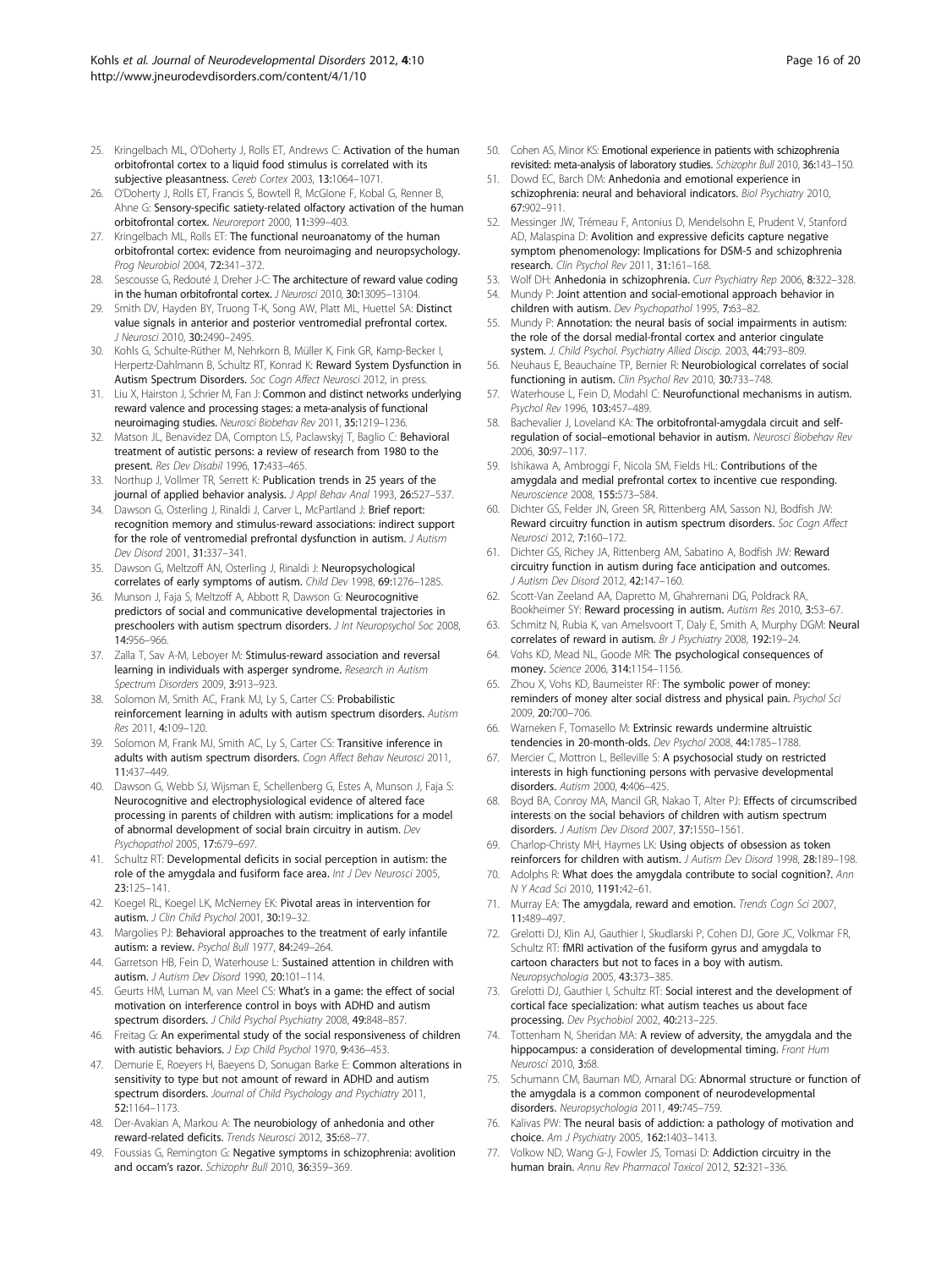25. Kringelbach ML, O'Doherty J, Rolls ET, Andrews C: **Activation of the human orbitofrontal cortex to a liquid food stimulus is correlated with its subjective pleasantness.** *Cereb Cortex* 2003, **13**:1064–1071.
26. O'Doherty J, Rolls ET, Francis S, Bowtell R, McGlone F, Kobal G, Renner B, Ahne G: **Sensory-specific satiety-related olfactory activation of the human orbitofrontal cortex.** *Neuroreport* 2000, **11**:399–403.
27. Kringelbach ML, Rolls ET: **The functional neuroanatomy of the human orbitofrontal cortex: evidence from neuroimaging and neuropsychology.** *Prog Neurobiol* 2004, **72**:341–372.
28. Sescousse G, Redouté J, Dreher J-C: **The architecture of reward value coding in the human orbitofrontal cortex.** *J Neurosci* 2010, **30**:13095–13104.
29. Smith DV, Hayden BY, Truong T-K, Song AW, Platt ML, Huettel SA: **Distinct value signals in anterior and posterior ventromedial prefrontal cortex.** *J Neurosci* 2010, **30**:2490–2495.
30. Kohls G, Schulte-Rüther M, Nehrkorn B, Müller K, Fink GR, Kamp-Becker I, Herpertz-Dahlmann B, Schultz RT, Konrad K: **Reward System Dysfunction in Autism Spectrum Disorders.** *Soc Cogn Affect Neurosci* 2012, in press.
31. Liu X, Hairston J, Schrier M, Fan J: **Common and distinct networks underlying reward valence and processing stages: a meta-analysis of functional neuroimaging studies.** *Neurosci Biobehav Rev* 2011, **35**:1219–1236.
32. Matson JL, Benavidez DA, Compton LS, Paclawskyj T, Baglio C: **Behavioral treatment of autistic persons: a review of research from 1980 to the present.** *Res Dev Disabil* 1996, **17**:433–465.
33. Northup J, Vollmer TR, Serrett K: **Publication trends in 25 years of the journal of applied behavior analysis.** *J Appl Behav Anal* 1993, **26**:527–537.
34. Dawson G, Osterling J, Rinaldi J, Carver L, McPartland J: **Brief report: recognition memory and stimulus-reward associations: indirect support for the role of ventromedial prefrontal dysfunction in autism.** *J Autism Dev Disord* 2001, **31**:337–341.
35. Dawson G, Meltzoff AN, Osterling J, Rinaldi J: **Neuropsychological correlates of early symptoms of autism.** *Child Dev* 1998, **69**:1276–1285.
36. Munson J, Faja S, Meltzoff A, Abbott R, Dawson G: **Neurocognitive predictors of social and communicative developmental trajectories in preschoolers with autism spectrum disorders.** *J Int Neuropsychol Soc* 2008, **14**:956–966.
37. Zalla T, Sav A-M, Leboyer M: **Stimulus-reward association and reversal learning in individuals with asperger syndrome.** *Research in Autism Spectrum Disorders* 2009, **3**:913–923.
38. Solomon M, Smith AC, Frank MJ, Ly S, Carter CS: **Probabilistic reinforcement learning in adults with autism spectrum disorders.** *Autism Res* 2011, **4**:109–120.
39. Solomon M, Frank MJ, Smith AC, Ly S, Carter CS: **Transitive inference in adults with autism spectrum disorders.** *Cogn Affect Behav Neurosci* 2011, **11**:437–449.
40. Dawson G, Webb SJ, Wijsman E, Schellenberg G, Estes A, Munson J, Faja S: **Neurocognitive and electrophysiological evidence of altered face processing in parents of children with autism: implications for a model of abnormal development of social brain circuitry in autism.** *Dev Psychopathol* 2005, **17**:679–697.
41. Schultz RT: **Developmental deficits in social perception in autism: the role of the amygdala and fusiform face area.** *Int J Dev Neurosci* 2005, **23**:125–141.
42. Koegel RL, Koegel LK, McNerney EK: **Pivotal areas in intervention for autism.** *J Clin Child Psychol* 2001, **30**:19–32.
43. Margolies PJ: **Behavioral approaches to the treatment of early infantile autism: a review.** *Psychol Bull* 1977, **84**:249–264.
44. Garretson HB, Fein D, Waterhouse L: **Sustained attention in children with autism.** *J Autism Dev Disord* 1990, **20**:101–114.
45. Geurts HM, Luman M, van Meel CS: **What's in a game: the effect of social motivation on interference control in boys with ADHD and autism spectrum disorders.** *J Child Psychol Psychiatry* 2008, **49**:848–857.
46. Freitag G: **An experimental study of the social responsiveness of children with autistic behaviors.** *J Exp Child Psychol* 1970, **9**:436–453.
47. Demurie E, Roeyers H, Baeyens D, Sonugan Barke E: **Common alterations in sensitivity to type but not amount of reward in ADHD and autism spectrum disorders.** *Journal of Child Psychology and Psychiatry* 2011, **52**:1164–1173.
48. Der-Avakian A, Markou A: **The neurobiology of anhedonia and other reward-related deficits.** *Trends Neurosci* 2012, **35**:68–77.
49. Foussias G, Remington G: **Negative symptoms in schizophrenia: avolition and occam's razor.** *Schizophr Bull* 2010, **36**:359–369.
50. Cohen AS, Minor KS: **Emotional experience in patients with schizophrenia revisited: meta-analysis of laboratory studies.** *Schizophr Bull* 2010, **36**:143–150.
51. Dowd EC, Barch DM: **Anhedonia and emotional experience in schizophrenia: neural and behavioral indicators.** *Biol Psychiatry* 2010, **67**:902–911.
52. Messinger JW, Trémeau F, Antonius D, Mendelsohn E, Prudent V, Stanford AD, Malaspina D: **Avolition and expressive deficits capture negative symptom phenomenology: Implications for DSM-5 and schizophrenia research.** *Clin Psychol Rev* 2011, **31**:161–168.
53. Wolf DH: **Anhedonia in schizophrenia.** *Curr Psychiatry Rep* 2006, **8**:322–328.
54. Mundy P: **Joint attention and social-emotional approach behavior in children with autism.** *Dev Psychopathol* 1995, **7**:63–82.
55. Mundy P: **Annotation: the neural basis of social impairments in autism: the role of the dorsal medial-frontal cortex and anterior cingulate system.** *J. Child Psychol. Psychiatry Allied Discip.* 2003, **44**:793–809.
56. Neuhaus E, Beauchaine TP, Bernier R: **Neurobiological correlates of social functioning in autism.** *Clin Psychol Rev* 2010, **30**:733–748.
57. Waterhouse L, Fein D, Modahl C: **Neurofunctional mechanisms in autism.** *Psychol Rev* 1996, **103**:457–489.
58. Bachevalier J, Loveland KA: **The orbitofrontal-amygdala circuit and self-regulation of social–emotional behavior in autism.** *Neurosci Biobehav Rev* 2006, **30**:97–117.
59. Ishikawa A, Ambroggi F, Nicola SM, Fields HL: **Contributions of the amygdala and medial prefrontal cortex to incentive cue responding.** *Neuroscience* 2008, **155**:573–584.
60. Dichter GS, Felder JN, Green SR, Rittenberg AM, Sasson NJ, Bodfish JW: **Reward circuitry function in autism spectrum disorders.** *Soc Cogn Affect Neurosci* 2012, **7**:160–172.
61. Dichter GS, Richey JA, Rittenberg AM, Sabatino A, Bodfish JW: **Reward circuitry function in autism during face anticipation and outcomes.** *J Autism Dev Disord* 2012, **42**:147–160.
62. Scott-Van Zeeland AA, Dapretto M, Ghahremani DG, Poldrack RA, Bookheimer SY: **Reward processing in autism.** *Autism Res* 2010, **3**:53–67.
63. Schmitz N, Rubia K, van Amelsvoort T, Daly E, Smith A, Murphy DGM: **Neural correlates of reward in autism.** *Br J Psychiatry* 2008, **192**:19–24.
64. Vohs KD, Mead NL, Goode MR: **The psychological consequences of money.** *Science* 2006, **314**:1154–1156.
65. Zhou X, Vohs KD, Baumeister RF: **The symbolic power of money: reminders of money alter social distress and physical pain.** *Psychol Sci* 2009, **20**:700–706.
66. Warneken F, Tomasello M: **Extrinsic rewards undermine altruistic tendencies in 20-month-olds.** *Dev Psychol* 2008, **44**:1785–1788.
67. Mercier C, Mottron L, Belleville S: **A psychosocial study on restricted interests in high functioning persons with pervasive developmental disorders.** *Autism* 2000, **4**:406–425.
68. Boyd BA, Conroy MA, Mancil GR, Nakao T, Alter PJ: **Effects of circumscribed interests on the social behaviors of children with autism spectrum disorders.** *J Autism Dev Disord* 2007, **37**:1550–1561.
69. Charlop-Christy MH, Haymes LK: **Using objects of obsession as token reinforcers for children with autism.** *J Autism Dev Disord* 1998, **28**:189–198.
70. Adolphs R: **What does the amygdala contribute to social cognition?.** *Ann N Y Acad Sci* 2010, **1191**:42–61.
71. Murray EA: **The amygdala, reward and emotion.** *Trends Cogn Sci* 2007, **11**:489–497.
72. Grelotti DJ, Klin AJ, Gauthier I, Skudlarski P, Cohen DJ, Gore JC, Volkmar FR, Schultz RT: **fMRI activation of the fusiform gyrus and amygdala to cartoon characters but not to faces in a boy with autism.** *Neuropsychologia* 2005, **43**:373–385.
73. Grelotti DJ, Gauthier I, Schultz RT: **Social interest and the development of cortical face specialization: what autism teaches us about face processing.** *Dev Psychobiol* 2002, **40**:213–225.
74. Tottenham N, Sheridan MA: **A review of adversity, the amygdala and the hippocampus: a consideration of developmental timing.** *Front Hum Neurosci* 2010, **3**:68.
75. Schumann CM, Bauman MD, Amaral DG: **Abnormal structure or function of the amygdala is a common component of neurodevelopmental disorders.** *Neuropsychologia* 2011, **49**:745–759.
76. Kalivas PW: **The neural basis of addiction: a pathology of motivation and choice.** *Am J Psychiatry* 2005, **162**:1403–1413.
77. Volkow ND, Wang G-J, Fowler JS, Tomasi D: **Addiction circuitry in the human brain.** *Annu Rev Pharmacol Toxicol* 2012, **52**:321–336.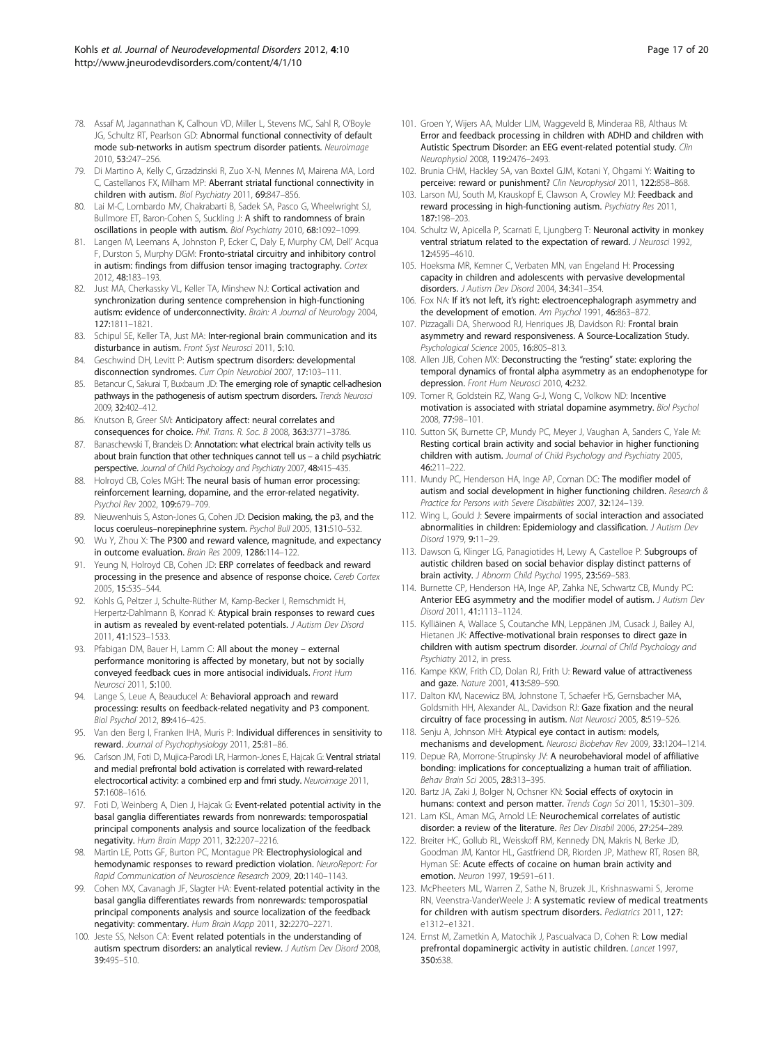78. Assaf M, Jagannathan K, Calhoun VD, Miller L, Stevens MC, Sahl R, O'Boyle JG, Schultz RT, Pearlson GD: **Abnormal functional connectivity of default mode sub-networks in autism spectrum disorder patients.** *Neuroimage* 2010, **53:**247–256.
79. Di Martino A, Kelly C, Grzadzinski R, Zuo X-N, Mennes M, Mairena MA, Lord C, Castellanos FX, Milham MP: **Aberrant striatal functional connectivity in children with autism.** *Biol Psychiatry* 2011, **69:**847–856.
80. Lai M-C, Lombardo MV, Chakrabarti B, Sadek SA, Pasco G, Wheelwright SJ, Bullmore ET, Baron-Cohen S, Suckling J: **A shift to randomness of brain oscillations in people with autism.** *Biol Psychiatry* 2010, **68:**1092–1099.
81. Langen M, Leemans A, Johnston P, Ecker C, Daly E, Murphy CM, Dell' Acqua F, Durston S, Murphy DGM: **Fronto-striatal circuitry and inhibitory control in autism: findings from diffusion tensor imaging tractography.** *Cortex* 2012, **48:**183–193.
82. Just MA, Cherkassky VL, Keller TA, Minshew NJ: **Cortical activation and synchronization during sentence comprehension in high-functioning autism: evidence of underconnectivity.** *Brain: A Journal of Neurology* 2004, **127:**1811–1821.
83. Schipul SE, Keller TA, Just MA: **Inter-regional brain communication and its disturbance in autism.** *Front Syst Neurosci* 2011, **5:**10.
84. Geschwind DH, Levitt P: **Autism spectrum disorders: developmental disconnection syndromes.** *Curr Opin Neurobiol* 2007, **17:**103–111.
85. Betancur C, Sakurai T, Buxbaum JD: **The emerging role of synaptic cell-adhesion pathways in the pathogenesis of autism spectrum disorders.** *Trends Neurosci* 2009, **32:**402–412.
86. Knutson B, Greer SM: **Anticipatory affect: neural correlates and consequences for choice.** *Phil. Trans. R. Soc. B* 2008, **363:**3771–3786.
87. Banaschewski T, Brandeis D: **Annotation: what electrical brain activity tells us about brain function that other techniques cannot tell us – a child psychiatric perspective.** *Journal of Child Psychology and Psychiatry* 2007, **48:**415–435.
88. Holroyd CB, Coles MGH: **The neural basis of human error processing: reinforcement learning, dopamine, and the error-related negativity.** *Psychol Rev* 2002, **109:**679–709.
89. Nieuwenhuis S, Aston-Jones G, Cohen JD: **Decision making, the p3, and the locus coeruleus–norepinephrine system.** *Psychol Bull* 2005, **131:**510–532.
90. Wu Y, Zhou X: **The P300 and reward valence, magnitude, and expectancy in outcome evaluation.** *Brain Res* 2009, **1286:**114–122.
91. Yeung N, Holroyd CB, Cohen JD: **ERP correlates of feedback and reward processing in the presence and absence of response choice.** *Cereb Cortex* 2005, **15:**535–544.
92. Kohls G, Peltzer J, Schulte-Rüther M, Kamp-Becker I, Remschmidt H, Herpertz-Dahlmann B, Konrad K: **Atypical brain responses to reward cues in autism as revealed by event-related potentials.** *J Autism Dev Disord* 2011, **41:**1523–1533.
93. Pfabigan DM, Bauer H, Lamm C: **All about the money – external performance monitoring is affected by monetary, but not by socially conveyed feedback cues in more antisocial individuals.** *Front Hum Neurosci* 2011, **5:**100.
94. Lange S, Leue A, Beauducel A: **Behavioral approach and reward processing: results on feedback-related negativity and P3 component.** *Biol Psychol* 2012, **89:**416–425.
95. Van den Berg I, Franken IHA, Muris P: **Individual differences in sensitivity to reward.** *Journal of Psychophysiology* 2011, **25:**81–86.
96. Carlson JM, Foti D, Mujica-Parodi LR, Harmon-Jones E, Hajcak G: **Ventral striatal and medial prefrontal bold activation is correlated with reward-related electrocortical activity: a combined erp and fmri study.** *Neuroimage* 2011, **57:**1608–1616.
97. Foti D, Weinberg A, Dien J, Hajcak G: **Event-related potential activity in the basal ganglia differentiates rewards from nonrewards: temporospatial principal components analysis and source localization of the feedback negativity.** *Hum Brain Mapp* 2011, **32:**2207–2216.
98. Martin LE, Potts GF, Burton PC, Montague PR: **Electrophysiological and hemodynamic responses to reward prediction violation.** *NeuroReport: For Rapid Communication of Neuroscience Research* 2009, **20:**1140–1143.
99. Cohen MX, Cavanagh JF, Slagter HA: **Event-related potential activity in the basal ganglia differentiates rewards from nonrewards: temporospatial principal components analysis and source localization of the feedback negativity: commentary.** *Hum Brain Mapp* 2011, **32:**2270–2271.
100. Jeste SS, Nelson CA: **Event related potentials in the understanding of autism spectrum disorders: an analytical review.** *J Autism Dev Disord* 2008, **39:**495–510.
101. Groen Y, Wijers AA, Mulder LJM, Waggeveld B, Minderaa RB, Althaus M: **Error and feedback processing in children with ADHD and children with Autistic Spectrum Disorder: an EEG event-related potential study.** *Clin Neurophysiol* 2008, **119:**2476–2493.
102. Brunia CHM, Hackley SA, van Boxtel GJM, Kotani Y, Ohgami Y: **Waiting to perceive: reward or punishment?** *Clin Neurophysiol* 2011, **122:**858–868.
103. Larson MJ, South M, Krauskopf E, Clawson A, Crowley MJ: **Feedback and reward processing in high-functioning autism.** *Psychiatry Res* 2011, **187:**198–203.
104. Schultz W, Apicella P, Scarnati E, Ljungberg T: **Neuronal activity in monkey ventral striatum related to the expectation of reward.** *J Neurosci* 1992, **12:**4595–4610.
105. Hoeksma MR, Kemner C, Verbaten MN, van Engeland H: **Processing capacity in children and adolescents with pervasive developmental disorders.** *J Autism Dev Disord* 2004, **34:**341–354.
106. Fox NA: **If it's not left, it's right: electroencephalograph asymmetry and the development of emotion.** *Am Psychol* 1991, **46:**863–872.
107. Pizzagalli DA, Sherwood RJ, Henriques JB, Davidson RJ: **Frontal brain asymmetry and reward responsiveness. A Source-Localization Study.** *Psychological Science* 2005, **16:**805–813.
108. Allen JJB, Cohen MX: **Deconstructing the "resting" state: exploring the temporal dynamics of frontal alpha asymmetry as an endophenotype for depression.** *Front Hum Neurosci* 2010, **4:**232.
109. Tomer R, Goldstein RZ, Wang G-J, Wong C, Volkow ND: **Incentive motivation is associated with striatal dopamine asymmetry.** *Biol Psychol* 2008, **77:**98–101.
110. Sutton SK, Burnette CP, Mundy PC, Meyer J, Vaughan A, Sanders C, Yale M: **Resting cortical brain activity and social behavior in higher functioning children with autism.** *Journal of Child Psychology and Psychiatry* 2005, **46:**211–222.
111. Mundy PC, Henderson HA, Inge AP, Coman DC: **The modifier model of autism and social development in higher functioning children.** *Research & Practice for Persons with Severe Disabilities* 2007, **32:**124–139.
112. Wing L, Gould J: **Severe impairments of social interaction and associated abnormalities in children: Epidemiology and classification.** *J Autism Dev Disord* 1979, **9:**11–29.
113. Dawson G, Klinger LG, Panagiotides H, Lewy A, Castelloe P: **Subgroups of autistic children based on social behavior display distinct patterns of brain activity.** *J Abnorm Child Psychol* 1995, **23:**569–583.
114. Burnette CP, Henderson HA, Inge AP, Zahka NE, Schwartz CB, Mundy PC: **Anterior EEG asymmetry and the modifier model of autism.** *J Autism Dev Disord* 2011, **41:**1113–1124.
115. Kylliäinen A, Wallace S, Coutanche MN, Leppänen JM, Cusack J, Bailey AJ, Hietanen JK: **Affective-motivational brain responses to direct gaze in children with autism spectrum disorder.** *Journal of Child Psychology and Psychiatry* 2012, in press.
116. Kampe KKW, Frith CD, Dolan RJ, Frith U: **Reward value of attractiveness and gaze.** *Nature* 2001, **413:**589–590.
117. Dalton KM, Nacewicz BM, Johnstone T, Schaefer HS, Gernsbacher MA, Goldsmith HH, Alexander AL, Davidson RJ: **Gaze fixation and the neural circuitry of face processing in autism.** *Nat Neurosci* 2005, **8:**519–526.
118. Senju A, Johnson MH: **Atypical eye contact in autism: models, mechanisms and development.** *Neurosci Biobehav Rev* 2009, **33:**1204–1214.
119. Depue RA, Morrone-Strupinsky JV: **A neurobehavioral model of affiliative bonding: implications for conceptualizing a human trait of affiliation.** *Behav Brain Sci* 2005, **28:**313–395.
120. Bartz JA, Zaki J, Bolger N, Ochsner KN: **Social effects of oxytocin in humans: context and person matter.** *Trends Cogn Sci* 2011, **15:**301–309.
121. Lam KSL, Aman MG, Arnold LE: **Neurochemical correlates of autistic disorder: a review of the literature.** *Res Dev Disabil* 2006, **27:**254–289.
122. Breiter HC, Gollub RL, Weisskoff RM, Kennedy DN, Makris N, Berke JD, Goodman JM, Kantor HL, Gastfriend DR, Riorden JP, Mathew RT, Rosen BR, Hyman SE: **Acute effects of cocaine on human brain activity and emotion.** *Neuron* 1997, **19:**591–611.
123. McPheeters ML, Warren Z, Sathe N, Bruzek JL, Krishnaswami S, Jerome RN, Veenstra-VanderWeele J: **A systematic review of medical treatments for children with autism spectrum disorders.** *Pediatrics* 2011, **127:** e1312–e1321.
124. Ernst M, Zametkin A, Matochik J, Pascualvaca D, Cohen R: **Low medial prefrontal dopaminergic activity in autistic children.** *Lancet* 1997, **350:**638.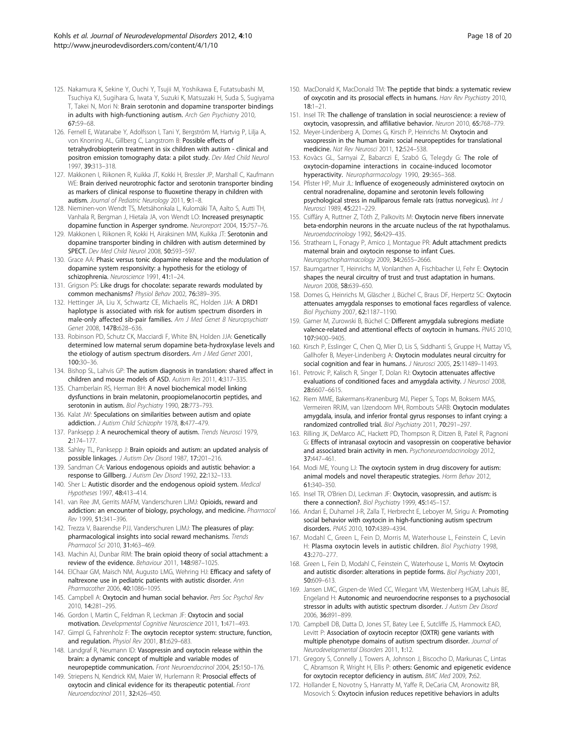125. Nakamura K, Sekine Y, Ouchi Y, Tsujii M, Yoshikawa E, Futatsubashi M, Tsuchiya KJ, Sugihara G, Iwata Y, Suzuki K, Matsuzaki H, Suda S, Sugiyama T, Takei N, Mori N: **Brain serotonin and dopamine transporter bindings in adults with high-functioning autism.** *Arch Gen Psychiatry* 2010, **67:**59–68.
126. Fernell E, Watanabe Y, Adolfsson I, Tani Y, Bergström M, Hartvig P, Lilja A, von Knorring AL, Gillberg C, Langstrom B: **Possible effects of tetrahydrobiopterin treatment in six children with autism - clinical and positron emission tomography data: a pilot study.** *Dev Med Child Neurol* 1997, **39:**313–318.
127. Makkonen I, Riikonen R, Kuikka JT, Kokki H, Bressler JP, Marshall C, Kaufmann WE: **Brain derived neurotrophic factor and serotonin transporter binding as markers of clinical response to fluoxetine therapy in children with autism.** *Journal of Pediatric Neurology* 2011, **9:**1–8.
128. Nieminen-von Wendt TS, Metsähonkala L, Kulomäki TA, Aalto S, Autti TH, Vanhala R, Bergman J, Hietala JA, von Wendt LO: **Increased presynaptic dopamine function in Asperger syndrome.** *Neuroreport* 2004, **15:**757–76.
129. Makkonen I, Riikonen R, Kokki H, Airaksinen MM, Kuikka JT: **Serotonin and dopamine transporter binding in children with autism determined by SPECT.** *Dev Med Child Neurol* 2008, **50:**593–597.
130. Grace AA: **Phasic versus tonic dopamine release and the modulation of dopamine system responsivity: a hypothesis for the etiology of schizophrenia.** *Neuroscience* 1991, **41:**1–24.
131. Grigson PS: **Like drugs for chocolate: separate rewards modulated by common mechanisms?** *Physiol Behav* 2002, **76:**389–395.
132. Hettinger JA, Liu X, Schwartz CE, Michaelis RC, Holden JJA: **A DRD1 haplotype is associated with risk for autism spectrum disorders in male-only affected sib-pair families.** *Am J Med Genet B Neuropsychiatr Genet* 2008, **147B:**628–636.
133. Robinson PD, Schutz CK, Macciardi F, White BN, Holden JJA: **Genetically determined low maternal serum dopamine beta-hydroxylase levels and the etiology of autism spectrum disorders.** *Am J Med Genet* 2001, **100:**30–36.
134. Bishop SL, Lahvis GP: **The autism diagnosis in translation: shared affect in children and mouse models of ASD.** *Autism Res* 2011, **4:**317–335.
135. Chamberlain RS, Herman BH: **A novel biochemical model linking dysfunctions in brain melatonin, proopiomelanocortin peptides, and serotonin in autism.** *Biol Psychiatry* 1990, **28:**773–793.
136. Kalat JW: **Speculations on similarities between autism and opiate addiction.** *J Autism Child Schizophr* 1978, **8:**477–479.
137. Panksepp J: **A neurochemical theory of autism.** *Trends Neurosci* 1979, **2:**174–177.
138. Sahley TL, Panksepp J: **Brain opioids and autism: an updated analysis of possible linkages.** *J Autism Dev Disord* 1987, **17:**201–216.
139. Sandman CA: **Various endogenous opioids and autistic behavior: a response to Gillberg.** *J Autism Dev Disord* 1992, **22:**132–133.
140. Sher L: **Autistic disorder and the endogenous opioid system.** *Medical Hypotheses* 1997, **48:**413–414.
141. van Ree JM, Gerrits MAFM, Vanderschuren LJMJ: **Opioids, reward and addiction: an encounter of biology, psychology, and medicine.** *Pharmacol Rev* 1999, **51:**341–396.
142. Trezza V, Baarendse PJJ, Vanderschuren LJMJ: **The pleasures of play: pharmacological insights into social reward mechanisms.** *Trends Pharmacol Sci* 2010, **31:**463–469.
143. Machin AJ, Dunbar RIM: **The brain opioid theory of social attachment: a review of the evidence.** *Behaviour* 2011, **148:**987–1025.
144. ElChaar GM, Maisch NM, Augusto LMG, Wehring HJ: **Efficacy and safety of naltrexone use in pediatric patients with autistic disorder.** *Ann Pharmacother* 2006, **40:**1086–1095.
145. Campbell A: **Oxytocin and human social behavior.** *Pers Soc Psychol Rev* 2010, **14:**281–295.
146. Gordon I, Martin C, Feldman R, Leckman JF: **Oxytocin and social motivation.** *Developmental Cognitive Neuroscience* 2011, **1:**471–493.
147. Gimpl G, Fahrenholz F: **The oxytocin receptor system: structure, function, and regulation.** *Physiol Rev* 2001, **81:**629–683.
148. Landgraf R, Neumann ID: **Vasopressin and oxytocin release within the brain: a dynamic concept of multiple and variable modes of neuropeptide communication.** *Front Neuroendocrinol* 2004, **25:**150–176.
149. Striepens N, Kendrick KM, Maier W, Hurlemann R: **Prosocial effects of oxytocin and clinical evidence for its therapeutic potential.** *Front Neuroendocrinol* 2011, **32:**426–450.
150. MacDonald K, MacDonald TM: **The peptide that binds: a systematic review of oxycotin and its prosocial effects in humans.** *Harv Rev Psychiatry* 2010, **18:**1–21.
151. Insel TR: **The challenge of translation in social neuroscience: a review of oxytocin, vasopressin, and affiliative behavior.** *Neuron* 2010, **65:**768–779.
152. Meyer-Lindenberg A, Domes G, Kirsch P, Heinrichs M: **Oxytocin and vasopressin in the human brain: social neuropeptides for translational medicine.** *Nat Rev Neurosci* 2011, **12:**524–538.
153. Kovàcs GL, Sarnyai Z, Babarczi E, Szabó G, Telegdy G: **The role of oxytocin-dopamine interactions in cocaine-induced locomotor hyperactivity.** *Neuropharmacology* 1990, **29:**365–368.
154. Pfister HP, Muir JL: **Influence of exogeneously administered oxytocin on central noradrenaline, dopamine and serotonin levels following psychological stress in nulliparous female rats (rattus norvegicus).** *Int J Neurosci* 1989, **45:**221–229.
155. Csiffáry A, Ruttner Z, Tóth Z, Palkovits M: **Oxytocin nerve fibers innervate beta-endorphin neurons in the arcuate nucleus of the rat hypothalamus.** *Neuroendocrinology* 1992, **56:**429–435.
156. Strathearn L, Fonagy P, Amico J, Montague PR: **Adult attachment predicts maternal brain and oxytocin response to infant Cues.** *Neuropsychopharmacology* 2009, **34:**2655–2666.
157. Baumgartner T, Heinrichs M, Vonlanthen A, Fischbacher U, Fehr E: **Oxytocin shapes the neural circuitry of trust and trust adaptation in humans.** *Neuron* 2008, **58:**639–650.
158. Domes G, Heinrichs M, Gläscher J, Büchel C, Braus DF, Herpertz SC: **Oxytocin attenuates amygdala responses to emotional faces regardless of valence.** *Biol Psychiatry* 2007, **62:**1187–1190.
159. Gamer M, Zurowski B, Büchel C: **Different amygdala subregions mediate valence-related and attentional effects of oxytocin in humans.** *PNAS* 2010, **107:**9400–9405.
160. Kirsch P, Esslinger C, Chen Q, Mier D, Lis S, Siddhanti S, Gruppe H, Mattay VS, Gallhofer B, Meyer-Lindenberg A: **Oxytocin modulates neural circuitry for social cognition and fear in humans.** *J Neurosci* 2005, **25:**11489–11493.
161. Petrovic P, Kalisch R, Singer T, Dolan RJ: **Oxytocin attenuates affective evaluations of conditioned faces and amygdala activity.** *J Neurosci* 2008, **28:**6607–6615.
162. Riem MME, Bakermans-Kranenburg MJ, Pieper S, Tops M, Boksem MAS, Vermeiren RRJM, van IJzendoorn MH, Rombouts SARB: **Oxytocin modulates amygdala, insula, and inferior frontal gyrus responses to infant crying: a randomized controlled trial.** *Biol Psychiatry* 2011, **70:**291–297.
163. Rilling JK, DeMarco AC, Hackett PD, Thompson R, Ditzen B, Patel R, Pagnoni G: **Effects of intranasal oxytocin and vasopressin on cooperative behavior and associated brain activity in men.** *Psychoneuroendocrinology* 2012, **37:**447–461.
164. Modi ME, Young LJ: **The oxytocin system in drug discovery for autism: animal models and novel therapeutic strategies.** *Horm Behav* 2012, **61:**340–350.
165. Insel TR, O'Brien DJ, Leckman JF: **Oxytocin, vasopressin, and autism: is there a connection?.** *Biol Psychiatry* 1999, **45:**145–157.
166. Andari E, Duhamel J-R, Zalla T, Herbrecht E, Leboyer M, Sirigu A: **Promoting social behavior with oxytocin in high-functioning autism spectrum disorders.** *PNAS* 2010, **107:**4389–4394.
167. Modahl C, Green L, Fein D, Morris M, Waterhouse L, Feinstein C, Levin H: **Plasma oxytocin levels in autistic children.** *Biol Psychiatry* 1998, **43:**270–277.
168. Green L, Fein D, Modahl C, Feinstein C, Waterhouse L, Morris M: **Oxytocin and autistic disorder: alterations in peptide forms.** *Biol Psychiatry* 2001, **50:**609–613.
169. Jansen LMC, Gispen-de Wied CC, Wiegant VM, Westenberg HGM, Lahuis BE, Engeland H: **Autonomic and neuroendocrine responses to a psychosocial stressor in adults with autistic spectrum disorder.** *J Autism Dev Disord* 2006, **36:**891–899.
170. Campbell DB, Datta D, Jones ST, Batey Lee E, Sutcliffe JS, Hammock EAD, Levitt P: **Association of oxytocin receptor (OXTR) gene variants with multiple phenotype domains of autism spectrum disorder.** *Journal of Neurodevelopmental Disorders* 2011, **1:**12.
171. Gregory S, Connelly J, Towers A, Johnson J, Biscocho D, Markunas C, Lintas C, Abramson R, Wright H, Ellis P: others: **Genomic and epigenetic evidence for oxytocin receptor deficiency in autism.** *BMC Med* 2009, **7:**62.
172. Hollander E, Novotny S, Hanratty M, Yaffe R, DeCaria CM, Aronowitz BR, Mosovich S: **Oxytocin infusion reduces repetitive behaviors in adults**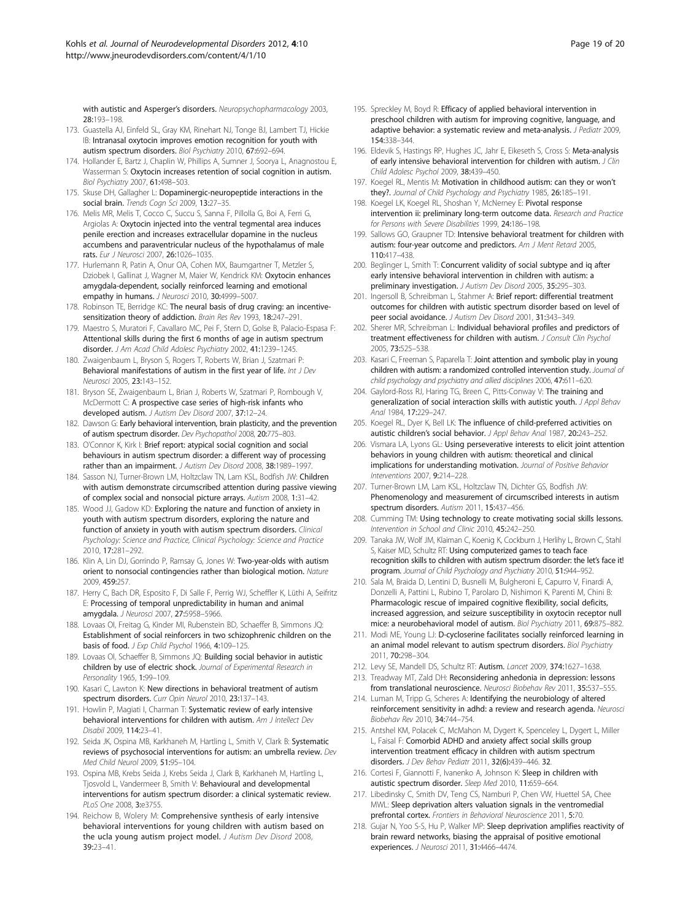with autistic and Asperger's disorders. *Neuropsychopharmacology* 2003, 28:193–198.

173. Guastella AJ, Einfeld SL, Gray KM, Rinehart NJ, Tonge BJ, Lambert TJ, Hickie IB: **Intranasal oxytocin improves emotion recognition for youth with autism spectrum disorders.** *Biol Psychiatry* 2010, 67:692–694.
174. Hollander E, Bartz J, Chaplin W, Phillips A, Sumner J, Soorya L, Anagnostou E, Wasserman S: **Oxytocin increases retention of social cognition in autism.** *Biol Psychiatry* 2007, 61:498–503.
175. Skuse DH, Gallagher L: **Dopaminergic-neuropeptide interactions in the social brain.** *Trends Cogn Sci* 2009, 13:27–35.
176. Melis MR, Melis T, Cocco C, Succu S, Sanna F, Pillolla G, Boi A, Ferri G, Argiolas A: **Oxytocin injected into the ventral tegmental area induces penile erection and increases extracellular dopamine in the nucleus accumbens and paraventricular nucleus of the hypothalamus of male rats.** *Eur J Neurosci* 2007, 26:1026–1035.
177. Hurlemann R, Patin A, Onur OA, Cohen MX, Baumgartner T, Metzler S, Dziobek I, Gallinat J, Wagner M, Maier W, Kendrick KM: **Oxytocin enhances amygdala-dependent, socially reinforced learning and emotional empathy in humans.** *J Neurosci* 2010, 30:4999–5007.
178. Robinson TE, Berridge KC: **The neural basis of drug craving: an incentive-sensitization theory of addiction.** *Brain Res Rev* 1993, 18:247–291.
179. Maestro S, Muratori F, Cavallaro MC, Pei F, Stern D, Golse B, Palacio-Espasa F: **Attentional skills during the first 6 months of age in autism spectrum disorder.** *J Am Acad Child Adolesc Psychiatry* 2002, 41:1239–1245.
180. Zwaigenbaum L, Bryson S, Rogers T, Roberts W, Brian J, Szatmari P: **Behavioral manifestations of autism in the first year of life.** *Int J Dev Neurosci* 2005, 23:143–152.
181. Bryson SE, Zwaigenbaum L, Brian J, Roberts W, Szatmari P, Rombough V, McDermott C: **A prospective case series of high-risk infants who developed autism.** *J Autism Dev Disord* 2007, 37:12–24.
182. Dawson G: **Early behavioral intervention, brain plasticity, and the prevention of autism spectrum disorder.** *Dev Psychopathol* 2008, 20:775–803.
183. O'Connor K, Kirk I: **Brief report: atypical social cognition and social behaviours in autism spectrum disorder: a different way of processing rather than an impairment.** *J Autism Dev Disord* 2008, 38:1989–1997.
184. Sasson NJ, Turner-Brown LM, Holtzclaw TN, Lam KSL, Bodfish JW: **Children with autism demonstrate circumscribed attention during passive viewing of complex social and nonsocial picture arrays.** *Autism* 2008, 1:31–42.
185. Wood JJ, Gadow KD: **Exploring the nature and function of anxiety in youth with autism spectrum disorders, exploring the nature and function of anxiety in youth with autism spectrum disorders.** *Clinical Psychology: Science and Practice, Clinical Psychology: Science and Practice* 2010, 17:281–292.
186. Klin A, Lin DJ, Gorrindo P, Ramsay G, Jones W: **Two-year-olds with autism orient to nonsocial contingencies rather than biological motion.** *Nature* 2009, 459:257.
187. Herry C, Bach DR, Esposito F, Di Salle F, Perrig WJ, Scheffler K, Lüthi A, Seifritz E: **Processing of temporal unpredictability in human and animal amygdala.** *J Neurosci* 2007, 27:5958–5966.
188. Lovaas OI, Freitag G, Kinder MI, Rubenstein BD, Schaeffer B, Simmons JQ: **Establishment of social reinforcers in two schizophrenic children on the basis of food.** *J Exp Child Psychol* 1966, 4:109–125.
189. Lovaas OI, Schaeffer B, Simmons JQ: **Building social behavior in autistic children by use of electric shock.** *Journal of Experimental Research in Personality* 1965, 1:99–109.
190. Kasari C, Lawton K: **New directions in behavioral treatment of autism spectrum disorders.** *Curr Opin Neurol* 2010, 23:137–143.
191. Howlin P, Magiati I, Charman T: **Systematic review of early intensive behavioral interventions for children with autism.** *Am J Intellect Dev Disabil* 2009, 114:23–41.
192. Seida JK, Ospina MB, Karkhaneh M, Hartling L, Smith V, Clark B: **Systematic reviews of psychosocial interventions for autism: an umbrella review.** *Dev Med Child Neurol* 2009, 51:95–104.
193. Ospina MB, Krebs Seida J, Krebs Seida J, Clark B, Karkhaneh M, Hartling L, Tjosvold L, Vandermeer B, Smith V: **Behavioural and developmental interventions for autism spectrum disorder: a clinical systematic review.** *PLoS One* 2008, 3:e3755.
194. Reichow B, Wolery M: **Comprehensive synthesis of early intensive behavioral interventions for young children with autism based on the ucla young autism project model.** *J Autism Dev Disord* 2008, 39:23–41.
195. Spreckley M, Boyd R: **Efficacy of applied behavioral intervention in preschool children with autism for improving cognitive, language, and adaptive behavior: a systematic review and meta-analysis.** *J Pediatr* 2009, 154:338–344.
196. Eldevik S, Hastings RP, Hughes JC, Jahr E, Eikeseth S, Cross S: **Meta-analysis of early intensive behavioral intervention for children with autism.** *J Clin Child Adolesc Psychol* 2009, 38:439–450.
197. Koegel RL, Mentis M: **Motivation in childhood autism: can they or won't they?.** *Journal of Child Psychology and Psychiatry* 1985, 26:185–191.
198. Koegel LK, Koegel RL, Shoshan Y, McNerney E: **Pivotal response intervention ii: preliminary long-term outcome data.** *Research and Practice for Persons with Severe Disabilities* 1999, 24:186–198.
199. Sallows GO, Graupner TD: **Intensive behavioral treatment for children with autism: four-year outcome and predictors.** *Am J Ment Retard* 2005, 110:417–438.
200. Beglinger L, Smith T: **Concurrent validity of social subtype and iq after early intensive behavioral intervention in children with autism: a preliminary investigation.** *J Autism Dev Disord* 2005, 35:295–303.
201. Ingersoll B, Schreibman L, Stahmer A: **Brief report: differential treatment outcomes for children with autistic spectrum disorder based on level of peer social avoidance.** *J Autism Dev Disord* 2001, 31:343–349.
202. Sherer MR, Schreibman L: **Individual behavioral profiles and predictors of treatment effectiveness for children with autism.** *J Consult Clin Psychol* 2005, 73:525–538.
203. Kasari C, Freeman S, Paparella T: **Joint attention and symbolic play in young children with autism: a randomized controlled intervention study.** *Journal of child psychology and psychiatry and allied disciplines* 2006, 47:611–620.
204. Gaylord-Ross RJ, Haring TG, Breen C, Pitts-Conway V: **The training and generalization of social interaction skills with autistic youth.** *J Appl Behav Anal* 1984, 17:229–247.
205. Koegel RL, Dyer K, Bell LK: **The influence of child-preferred activities on autistic children's social behavior.** *J Appl Behav Anal* 1987, 20:243–252.
206. Vismara LA, Lyons GL: **Using perseverative interests to elicit joint attention behaviors in young children with autism: theoretical and clinical implications for understanding motivation.** *Journal of Positive Behavior Interventions* 2007, 9:214–228.
207. Turner-Brown LM, Lam KSL, Holtzclaw TN, Dichter GS, Bodfish JW: **Phenomenology and measurement of circumscribed interests in autism spectrum disorders.** *Autism* 2011, 15:437–456.
208. Cumming TM: **Using technology to create motivating social skills lessons.** *Intervention in School and Clinic* 2010, 45:242–250.
209. Tanaka JW, Wolf JM, Klaiman C, Koenig K, Cockburn J, Herlihy L, Brown C, Stahl S, Kaiser MD, Schultz RT: **Using computerized games to teach face recognition skills to children with autism spectrum disorder: the let's face it! program.** *Journal of Child Psychology and Psychiatry* 2010, 51:944–952.
210. Sala M, Braida D, Lentini D, Busnelli M, Bulgheroni E, Capurro V, Finardi A, Donzelli A, Pattini L, Rubino T, Parolaro D, Nishimori K, Parenti M, Chini B: **Pharmacologic rescue of impaired cognitive flexibility, social deficits, increased aggression, and seizure susceptibility in oxytocin receptor null mice: a neurobehavioral model of autism.** *Biol Psychiatry* 2011, 69:875–882.
211. Modi ME, Young LJ: **D-cycloserine facilitates socially reinforced learning in an animal model relevant to autism spectrum disorders.** *Biol Psychiatry* 2011, 70:298–304.
212. Levy SE, Mandell DS, Schultz RT: **Autism.** *Lancet* 2009, 374:1627–1638.
213. Treadway MT, Zald DH: **Reconsidering anhedonia in depression: lessons from translational neuroscience.** *Neurosci Biobehav Rev* 2011, 35:537–555.
214. Luman M, Tripp G, Scheres A: **Identifying the neurobiology of altered reinforcement sensitivity in adhd: a review and research agenda.** *Neurosci Biobehav Rev* 2010, 34:744–754.
215. Antshel KM, Polacek C, McMahon M, Dygert K, Spenceley L, Dygert L, Miller L, Faisal F: **Comorbid ADHD and anxiety affect social skills group intervention treatment efficacy in children with autism spectrum disorders.** *J Dev Behav Pediatr* 2011, 32(6):439–446. 32.
216. Cortesi F, Giannotti F, Ivanenko A, Johnson K: **Sleep in children with autistic spectrum disorder.** *Sleep Med* 2010, 11:659–664.
217. Libedinsky C, Smith DV, Teng CS, Namburi P, Chen VW, Huettel SA, Chee MWL: **Sleep deprivation alters valuation signals in the ventromedial prefrontal cortex.** *Frontiers in Behavioral Neuroscience* 2011, 5:70.
218. Gujar N, Yoo S-S, Hu P, Walker MP: **Sleep deprivation amplifies reactivity of brain reward networks, biasing the appraisal of positive emotional experiences.** *J Neurosci* 2011, 31:4466–4474.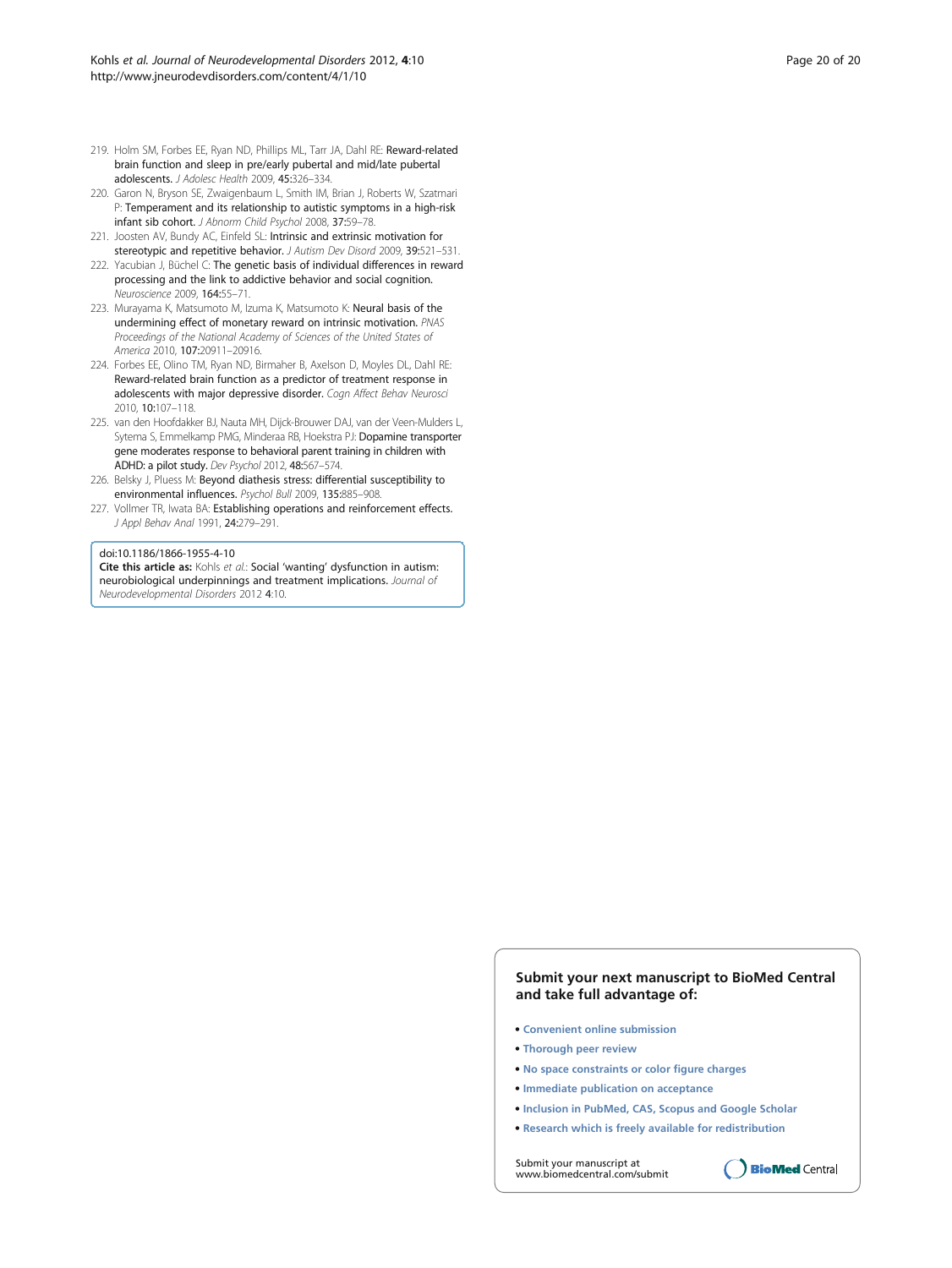219. Holm SM, Forbes EE, Ryan ND, Phillips ML, Tarr JA, Dahl RE: **Reward-related brain function and sleep in pre/early pubertal and mid/late pubertal adolescents.** *J Adolesc Health* 2009, **45**:326–334.
220. Garon N, Bryson SE, Zwaigenbaum L, Smith IM, Brian J, Roberts W, Szatmari P: **Temperament and its relationship to autistic symptoms in a high-risk infant sib cohort.** *J Abnorm Child Psychol* 2008, **37**:59–78.
221. Joosten AV, Bundy AC, Einfeld SL: **Intrinsic and extrinsic motivation for stereotypic and repetitive behavior.** *J Autism Dev Disord* 2009, **39**:521–531.
222. Yacubian J, Büchel C: **The genetic basis of individual differences in reward processing and the link to addictive behavior and social cognition.** *Neuroscience* 2009, **164**:55–71.
223. Murayama K, Matsumoto M, Izuma K, Matsumoto K: **Neural basis of the undermining effect of monetary reward on intrinsic motivation.** *PNAS Proceedings of the National Academy of Sciences of the United States of America* 2010, **107**:20911–20916.
224. Forbes EE, Olino TM, Ryan ND, Birmaher B, Axelson D, Moyles DL, Dahl RE: **Reward-related brain function as a predictor of treatment response in adolescents with major depressive disorder.** *Cogn Affect Behav Neurosci* 2010, **10**:107–118.
225. van den Hoofdakker BJ, Nauta MH, Dijck-Brouwer DAJ, van der Veen-Mulders L, Sytema S, Emmelkamp PMG, Minderaa RB, Hoekstra PJ: **Dopamine transporter gene moderates response to behavioral parent training in children with ADHD: a pilot study.** *Dev Psychol* 2012, **48**:567–574.
226. Belsky J, Pluess M: **Beyond diathesis stress: differential susceptibility to environmental influences.** *Psychol Bull* 2009, **135**:885–908.
227. Vollmer TR, Iwata BA: **Establishing operations and reinforcement effects.** *J Appl Behav Anal* 1991, **24**:279–291.

doi:10.1186/1866-1955-4-10
**Cite this article as:** Kohls *et al.*: Social 'wanting' dysfunction in autism: neurobiological underpinnings and treatment implications. *Journal of Neurodevelopmental Disorders* 2012 **4**:10.

**Submit your next manuscript to BioMed Central and take full advantage of:**

- **Convenient online submission**
- **Thorough peer review**
- **No space constraints or color figure charges**
- **Immediate publication on acceptance**
- **Inclusion in PubMed, CAS, Scopus and Google Scholar**
- **Research which is freely available for redistribution**

Submit your manuscript at
www.biomedcentral.com/submit

BioMed Central